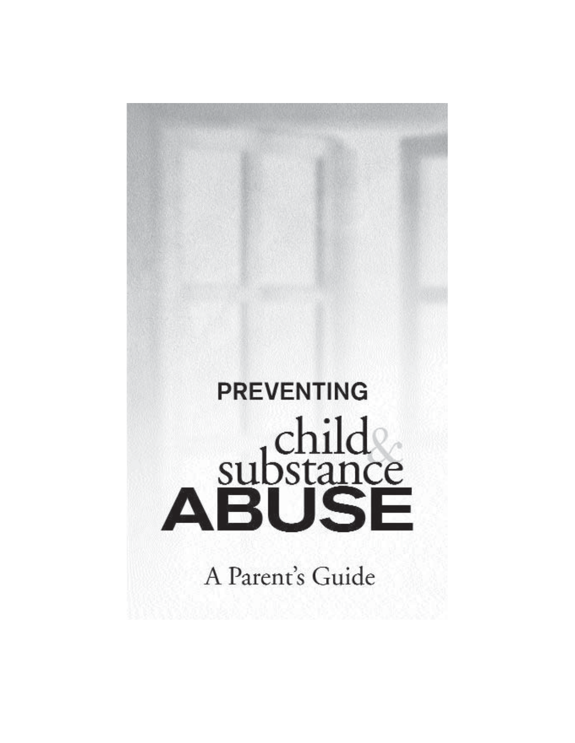# PREVENTING child & substance ABUSE

## A Parent's Guide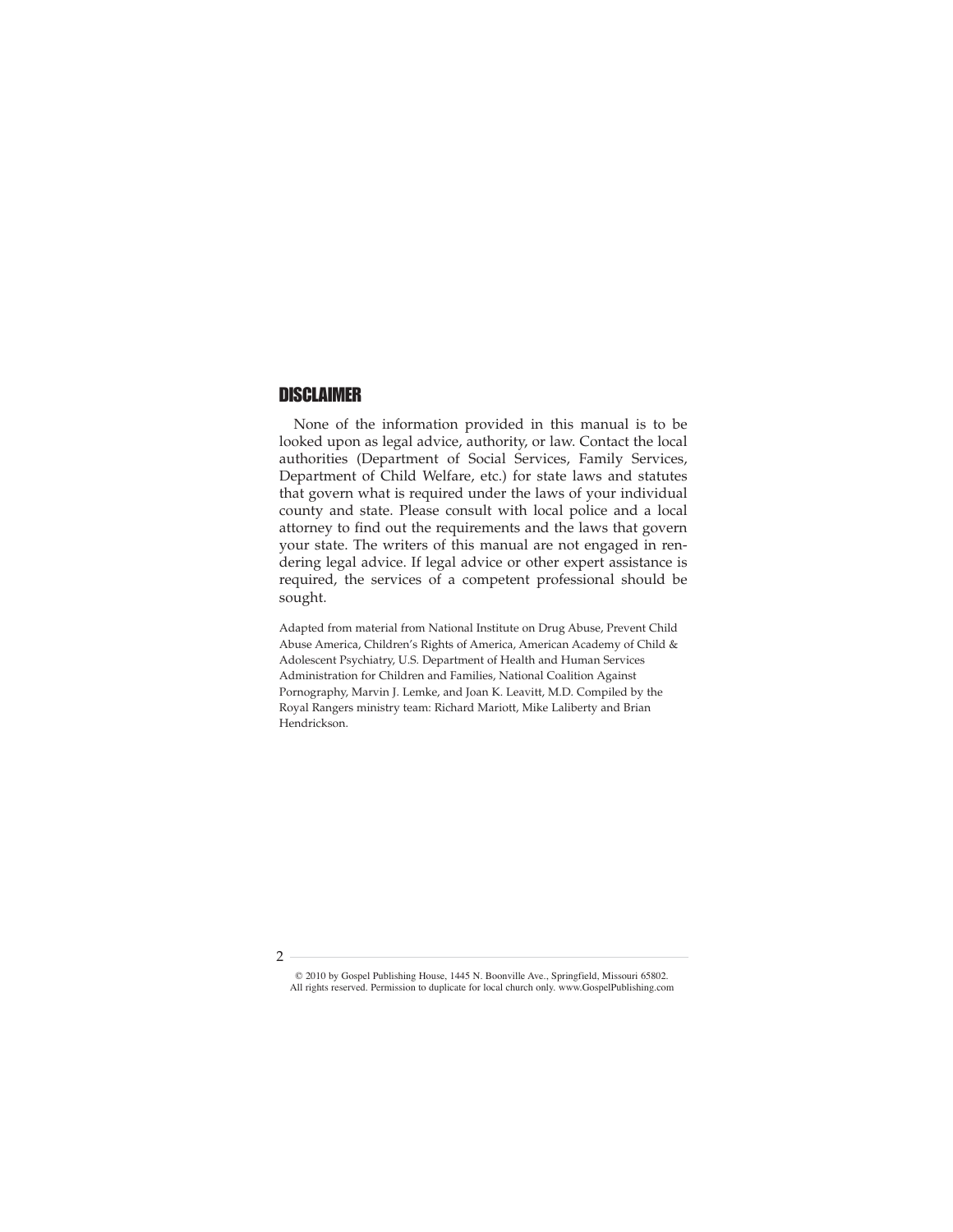## DISCLAIMER

None of the information provided in this manual is to be looked upon as legal advice, authority, or law. Contact the local authorities (Department of Social Services, Family Services, Department of Child Welfare, etc.) for state laws and statutes that govern what is required under the laws of your individual county and state. Please consult with local police and a local attorney to find out the requirements and the laws that govern your state. The writers of this manual are not engaged in rendering legal advice. If legal advice or other expert assistance is required, the services of a competent professional should be sought.

Adapted from material from National Institute on Drug Abuse, Prevent Child Abuse America, Children's Rights of America, American Academy of Child & Adolescent Psychiatry, U.S. Department of Health and Human Services Administration for Children and Families, National Coalition Against Pornography, Marvin J. Lemke, and Joan K. Leavitt, M.D. Compiled by the Royal Rangers ministry team: Richard Mariott, Mike Laliberty and Brian Hendrickson.

© 2010 by Gospel Publishing House, 1445 N. Boonville Ave., Springfield, Missouri 65802. All rights reserved. Permission to duplicate for local church only. www.GospelPublishing.com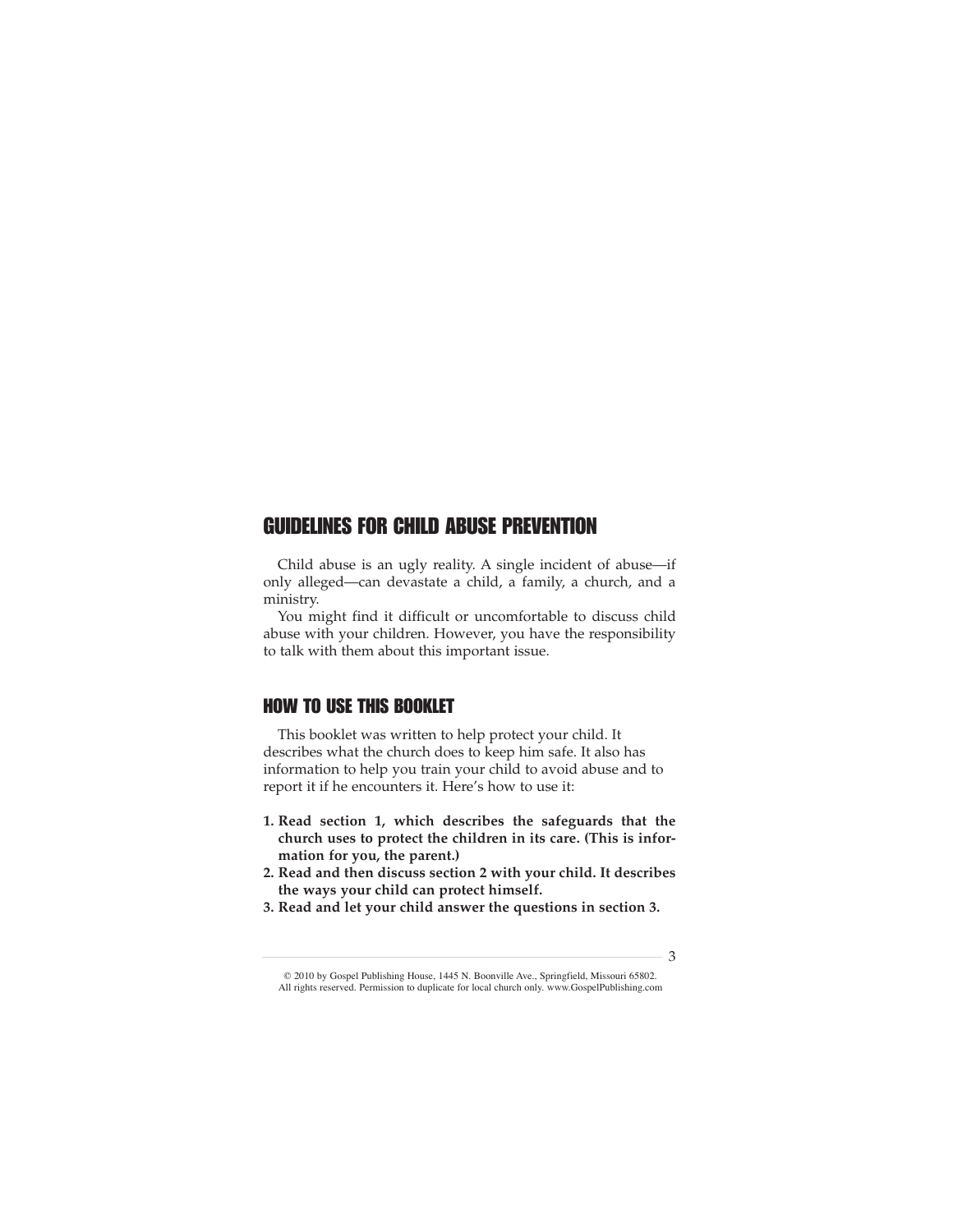## GUIDELINES FOR CHILD ABUSE PREVENTION

Child abuse is an ugly reality. A single incident of abuse—if only alleged—can devastate a child, a family, a church, and a ministry.

You might find it difficult or uncomfortable to discuss child abuse with your children. However, you have the responsibility to talk with them about this important issue.

## HOW TO USE THIS BOOKLET

This booklet was written to help protect your child. It describes what the church does to keep him safe. It also has information to help you train your child to avoid abuse and to report it if he encounters it. Here's how to use it:

1. **Read section 1, which describes the safeguards that the church uses to protect the children in its care. (This is information for you, the parent.)**
2. **Read and then discuss section 2 with your child. It describes the ways your child can protect himself.**
3. **Read and let your child answer the questions in section 3.**

© 2010 by Gospel Publishing House, 1445 N. Boonville Ave., Springfield, Missouri 65802. All rights reserved. Permission to duplicate for local church only. www.GospelPublishing.com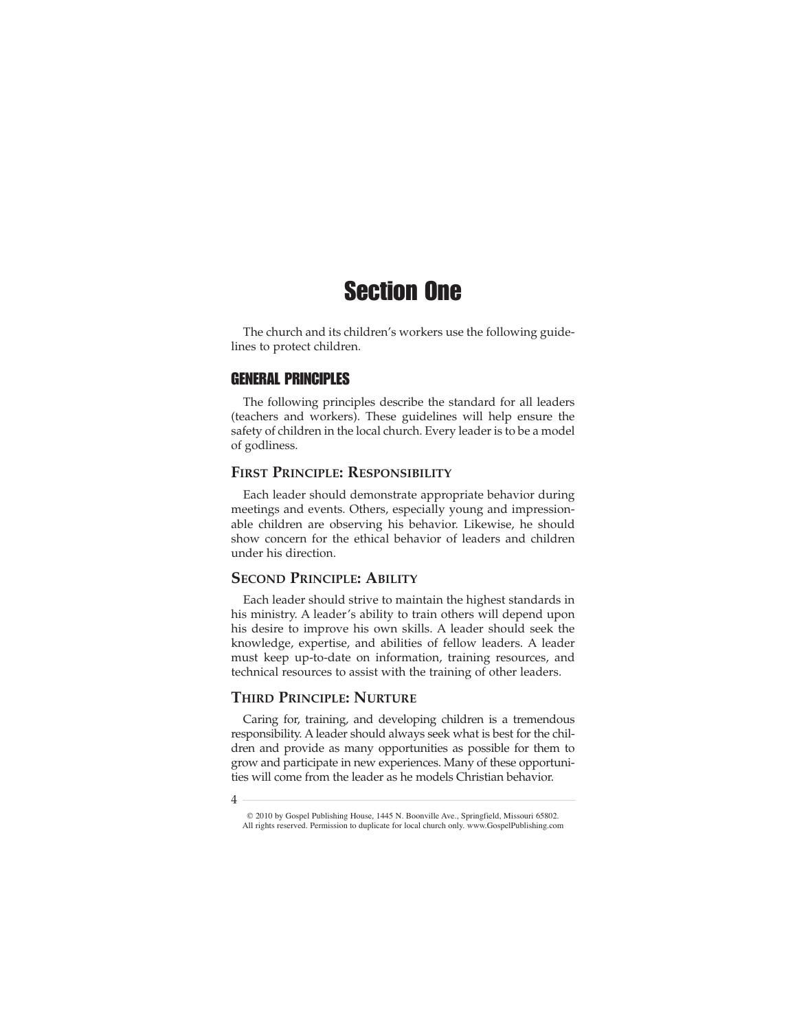# Section One

The church and its children's workers use the following guidelines to protect children.

## GENERAL PRINCIPLES

The following principles describe the standard for all leaders (teachers and workers). These guidelines will help ensure the safety of children in the local church. Every leader is to be a model of godliness.

### FIRST PRINCIPLE: RESPONSIBILITY

Each leader should demonstrate appropriate behavior during meetings and events. Others, especially young and impressionable children are observing his behavior. Likewise, he should show concern for the ethical behavior of leaders and children under his direction.

### SECOND PRINCIPLE: ABILITY

Each leader should strive to maintain the highest standards in his ministry. A leader's ability to train others will depend upon his desire to improve his own skills. A leader should seek the knowledge, expertise, and abilities of fellow leaders. A leader must keep up-to-date on information, training resources, and technical resources to assist with the training of other leaders.

### THIRD PRINCIPLE: NURTURE

Caring for, training, and developing children is a tremendous responsibility. A leader should always seek what is best for the children and provide as many opportunities as possible for them to grow and participate in new experiences. Many of these opportunities will come from the leader as he models Christian behavior.

© 2010 by Gospel Publishing House, 1445 N. Boonville Ave., Springfield, Missouri 65802. All rights reserved. Permission to duplicate for local church only. www.GospelPublishing.com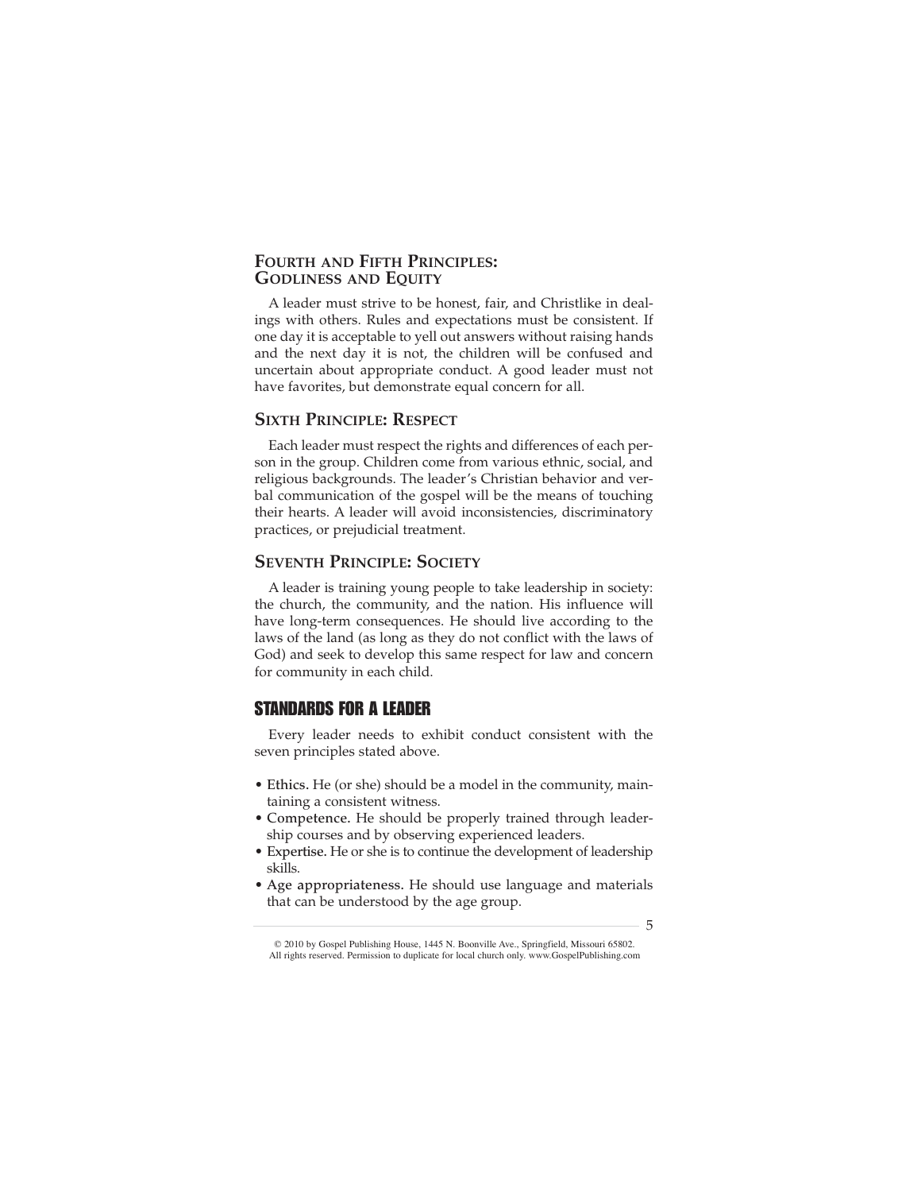## Fourth and Fifth Principles: Godliness and Equity

A leader must strive to be honest, fair, and Christlike in dealings with others. Rules and expectations must be consistent. If one day it is acceptable to yell out answers without raising hands and the next day it is not, the children will be confused and uncertain about appropriate conduct. A good leader must not have favorites, but demonstrate equal concern for all.

## Sixth Principle: Respect

Each leader must respect the rights and differences of each person in the group. Children come from various ethnic, social, and religious backgrounds. The leader's Christian behavior and verbal communication of the gospel will be the means of touching their hearts. A leader will avoid inconsistencies, discriminatory practices, or prejudicial treatment.

## Seventh Principle: Society

A leader is training young people to take leadership in society: the church, the community, and the nation. His influence will have long-term consequences. He should live according to the laws of the land (as long as they do not conflict with the laws of God) and seek to develop this same respect for law and concern for community in each child.

# STANDARDS FOR A LEADER

Every leader needs to exhibit conduct consistent with the seven principles stated above.

- Ethics. He (or she) should be a model in the community, maintaining a consistent witness.
- Competence. He should be properly trained through leadership courses and by observing experienced leaders.
- Expertise. He or she is to continue the development of leadership skills.
- Age appropriateness. He should use language and materials that can be understood by the age group.

© 2010 by Gospel Publishing House, 1445 N. Boonville Ave., Springfield, Missouri 65802. All rights reserved. Permission to duplicate for local church only. www.GospelPublishing.com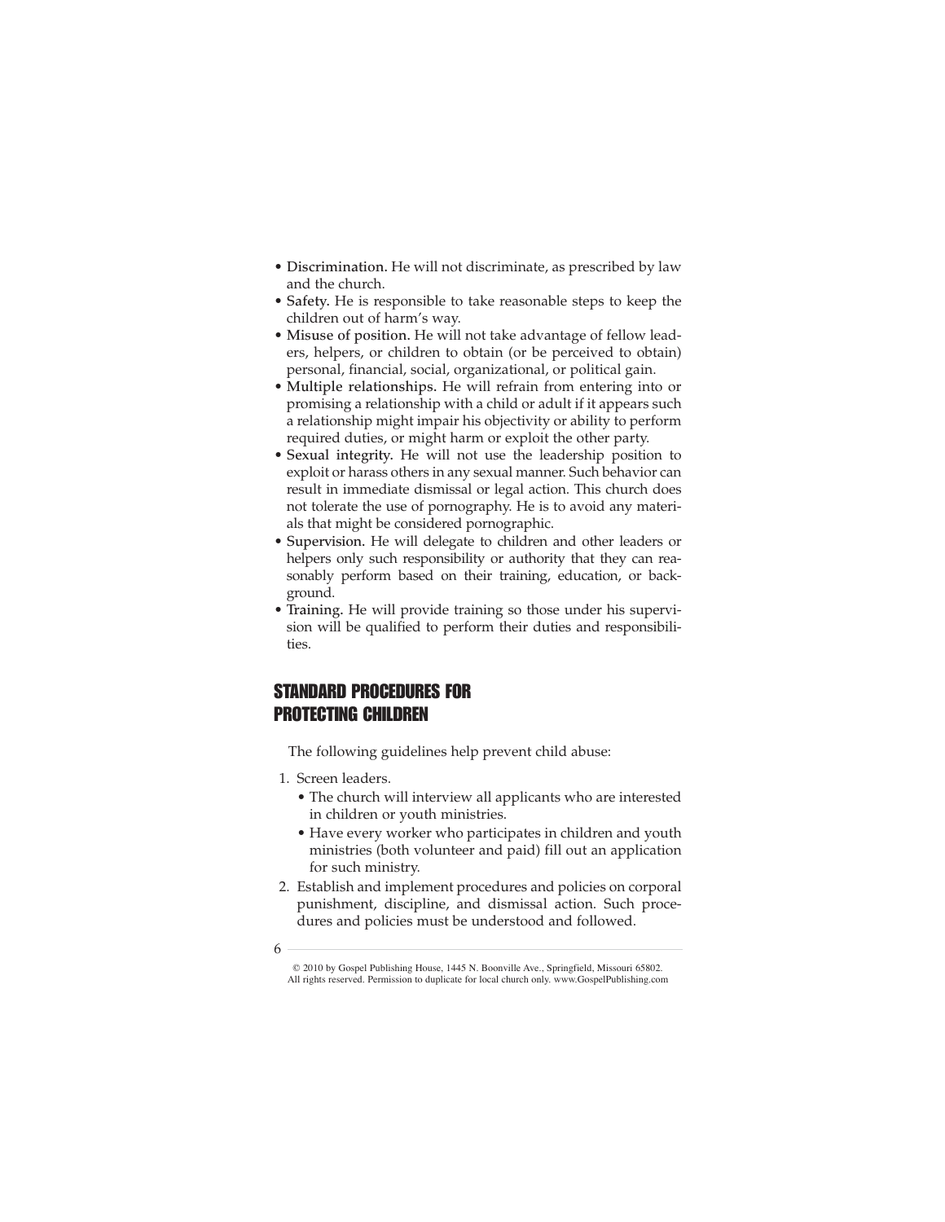- **Discrimination.** He will not discriminate, as prescribed by law and the church.
- **Safety.** He is responsible to take reasonable steps to keep the children out of harm's way.
- **Misuse of position.** He will not take advantage of fellow leaders, helpers, or children to obtain (or be perceived to obtain) personal, financial, social, organizational, or political gain.
- **Multiple relationships.** He will refrain from entering into or promising a relationship with a child or adult if it appears such a relationship might impair his objectivity or ability to perform required duties, or might harm or exploit the other party.
- **Sexual integrity.** He will not use the leadership position to exploit or harass others in any sexual manner. Such behavior can result in immediate dismissal or legal action. This church does not tolerate the use of pornography. He is to avoid any materials that might be considered pornographic.
- **Supervision.** He will delegate to children and other leaders or helpers only such responsibility or authority that they can reasonably perform based on their training, education, or background.
- **Training.** He will provide training so those under his supervision will be qualified to perform their duties and responsibilities.

## STANDARD PROCEDURES FOR PROTECTING CHILDREN

The following guidelines help prevent child abuse:

1. Screen leaders.
   - The church will interview all applicants who are interested in children or youth ministries.
   - Have every worker who participates in children and youth ministries (both volunteer and paid) fill out an application for such ministry.
2. Establish and implement procedures and policies on corporal punishment, discipline, and dismissal action. Such procedures and policies must be understood and followed.

© 2010 by Gospel Publishing House, 1445 N. Boonville Ave., Springfield, Missouri 65802. All rights reserved. Permission to duplicate for local church only. www.GospelPublishing.com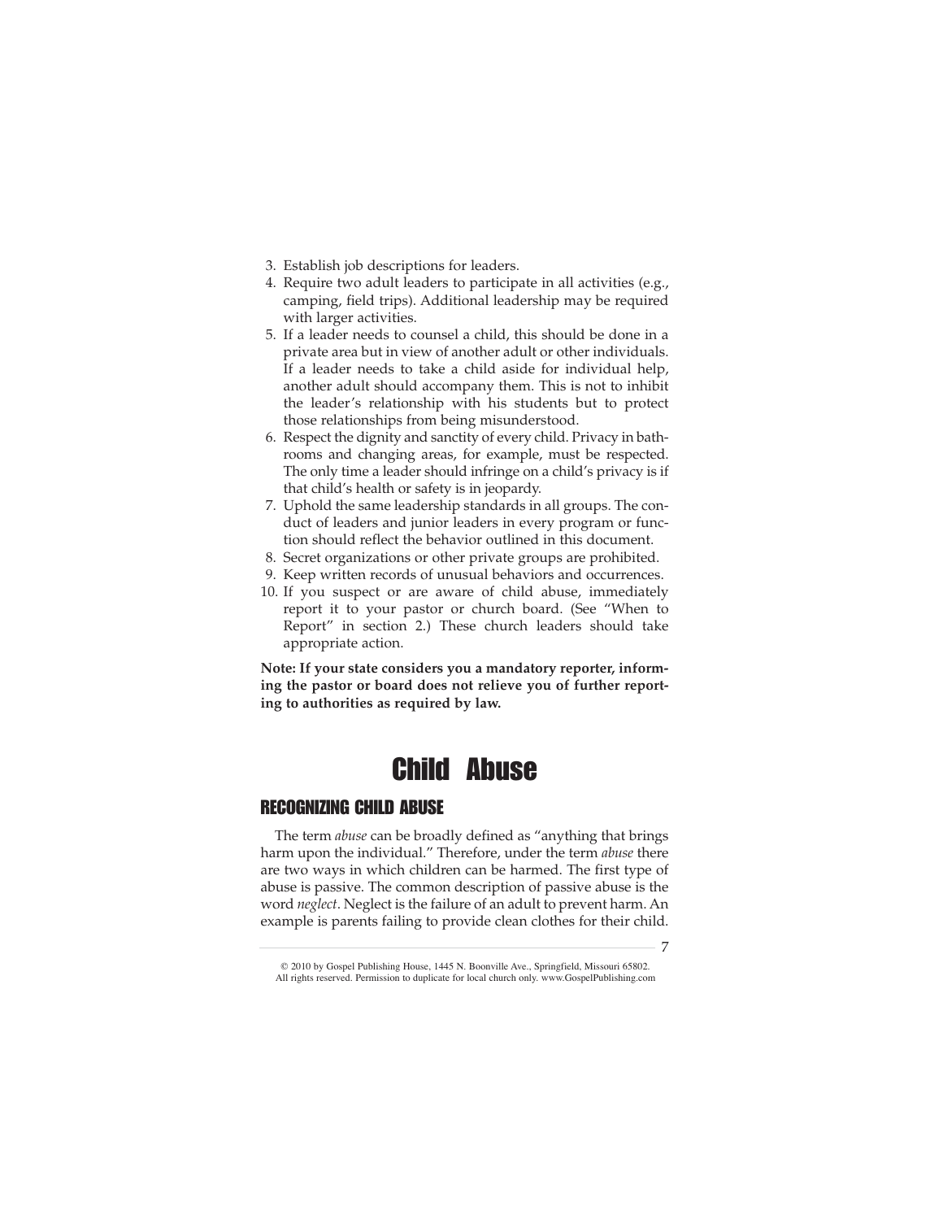3. Establish job descriptions for leaders.
4. Require two adult leaders to participate in all activities (e.g., camping, field trips). Additional leadership may be required with larger activities.
5. If a leader needs to counsel a child, this should be done in a private area but in view of another adult or other individuals. If a leader needs to take a child aside for individual help, another adult should accompany them. This is not to inhibit the leader's relationship with his students but to protect those relationships from being misunderstood.
6. Respect the dignity and sanctity of every child. Privacy in bathrooms and changing areas, for example, must be respected. The only time a leader should infringe on a child's privacy is if that child's health or safety is in jeopardy.
7. Uphold the same leadership standards in all groups. The conduct of leaders and junior leaders in every program or function should reflect the behavior outlined in this document.
8. Secret organizations or other private groups are prohibited.
9. Keep written records of unusual behaviors and occurrences.
10. If you suspect or are aware of child abuse, immediately report it to your pastor or church board. (See "When to Report" in section 2.) These church leaders should take appropriate action.

**Note: If your state considers you a mandatory reporter, informing the pastor or board does not relieve you of further reporting to authorities as required by law.**

# Child Abuse

## RECOGNIZING CHILD ABUSE

The term *abuse* can be broadly defined as "anything that brings harm upon the individual." Therefore, under the term *abuse* there are two ways in which children can be harmed. The first type of abuse is passive. The common description of passive abuse is the word *neglect*. Neglect is the failure of an adult to prevent harm. An example is parents failing to provide clean clothes for their child.

© 2010 by Gospel Publishing House, 1445 N. Boonville Ave., Springfield, Missouri 65802.
All rights reserved. Permission to duplicate for local church only. www.GospelPublishing.com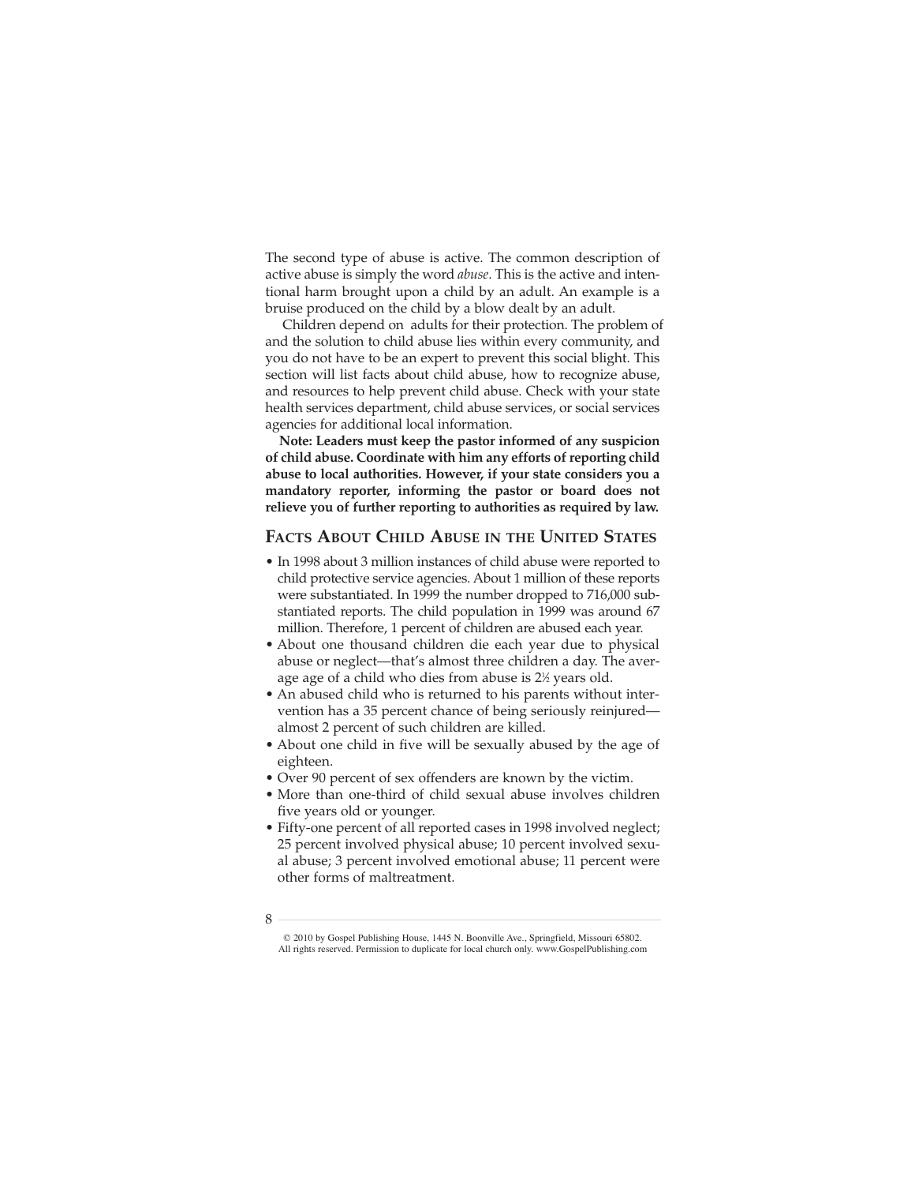The second type of abuse is active. The common description of active abuse is simply the word *abuse*. This is the active and intentional harm brought upon a child by an adult. An example is a bruise produced on the child by a blow dealt by an adult.

Children depend on adults for their protection. The problem of and the solution to child abuse lies within every community, and you do not have to be an expert to prevent this social blight. This section will list facts about child abuse, how to recognize abuse, and resources to help prevent child abuse. Check with your state health services department, child abuse services, or social services agencies for additional local information.

**Note: Leaders must keep the pastor informed of any suspicion of child abuse. Coordinate with him any efforts of reporting child abuse to local authorities. However, if your state considers you a mandatory reporter, informing the pastor or board does not relieve you of further reporting to authorities as required by law.**

## Facts About Child Abuse in the United States

- In 1998 about 3 million instances of child abuse were reported to child protective service agencies. About 1 million of these reports were substantiated. In 1999 the number dropped to 716,000 substantiated reports. The child population in 1999 was around 67 million. Therefore, 1 percent of children are abused each year.
- About one thousand children die each year due to physical abuse or neglect—that's almost three children a day. The average age of a child who dies from abuse is 2½ years old.
- An abused child who is returned to his parents without intervention has a 35 percent chance of being seriously reinjured—almost 2 percent of such children are killed.
- About one child in five will be sexually abused by the age of eighteen.
- Over 90 percent of sex offenders are known by the victim.
- More than one-third of child sexual abuse involves children five years old or younger.
- Fifty-one percent of all reported cases in 1998 involved neglect; 25 percent involved physical abuse; 10 percent involved sexual abuse; 3 percent involved emotional abuse; 11 percent were other forms of maltreatment.

© 2010 by Gospel Publishing House, 1445 N. Boonville Ave., Springfield, Missouri 65802. All rights reserved. Permission to duplicate for local church only. www.GospelPublishing.com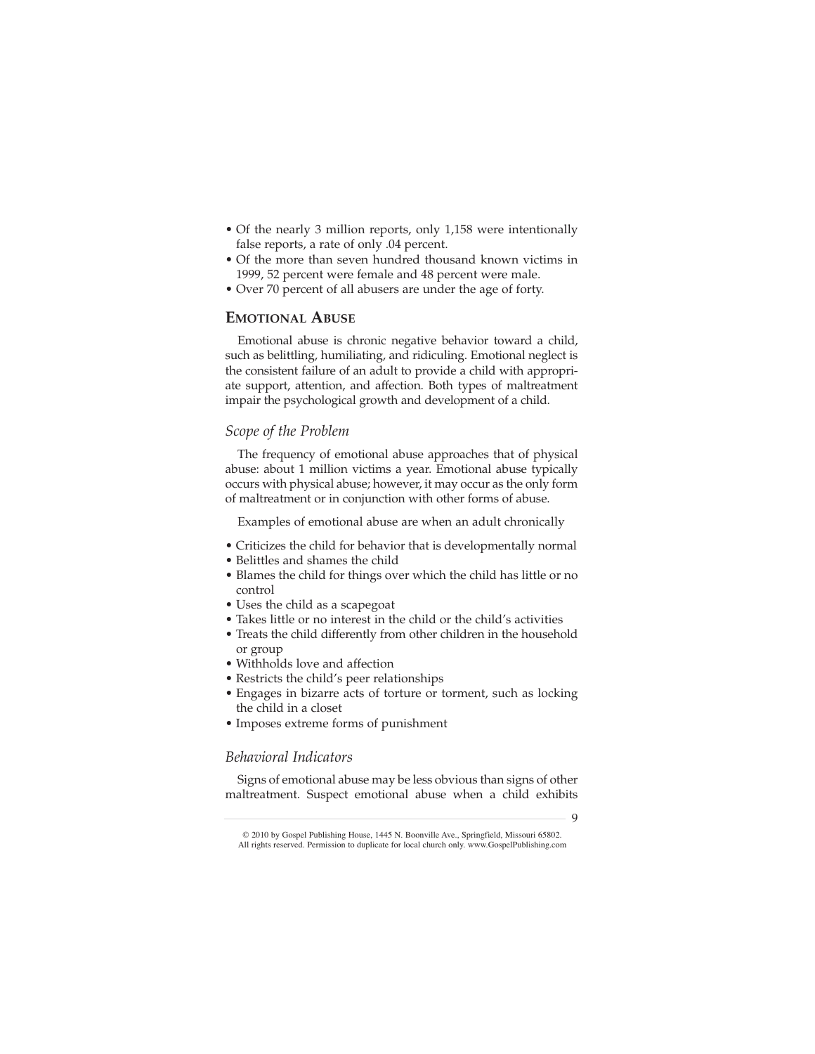- Of the nearly 3 million reports, only 1,158 were intentionally false reports, a rate of only .04 percent.
- Of the more than seven hundred thousand known victims in 1999, 52 percent were female and 48 percent were male.
- Over 70 percent of all abusers are under the age of forty.

## Emotional Abuse

Emotional abuse is chronic negative behavior toward a child, such as belittling, humiliating, and ridiculing. Emotional neglect is the consistent failure of an adult to provide a child with appropriate support, attention, and affection. Both types of maltreatment impair the psychological growth and development of a child.

### *Scope of the Problem*

The frequency of emotional abuse approaches that of physical abuse: about 1 million victims a year. Emotional abuse typically occurs with physical abuse; however, it may occur as the only form of maltreatment or in conjunction with other forms of abuse.

Examples of emotional abuse are when an adult chronically

- Criticizes the child for behavior that is developmentally normal
- Belittles and shames the child
- Blames the child for things over which the child has little or no control
- Uses the child as a scapegoat
- Takes little or no interest in the child or the child's activities
- Treats the child differently from other children in the household or group
- Withholds love and affection
- Restricts the child's peer relationships
- Engages in bizarre acts of torture or torment, such as locking the child in a closet
- Imposes extreme forms of punishment

### *Behavioral Indicators*

Signs of emotional abuse may be less obvious than signs of other maltreatment. Suspect emotional abuse when a child exhibits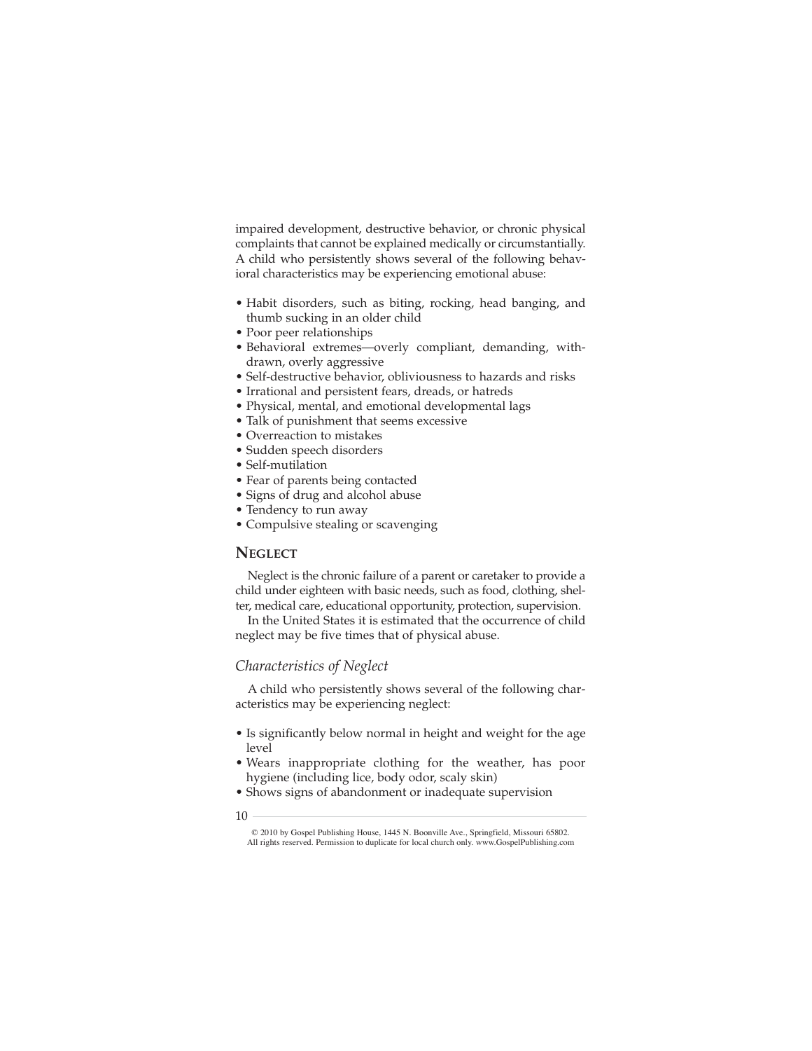impaired development, destructive behavior, or chronic physical complaints that cannot be explained medically or circumstantially. A child who persistently shows several of the following behavioral characteristics may be experiencing emotional abuse:

- Habit disorders, such as biting, rocking, head banging, and thumb sucking in an older child
- Poor peer relationships
- Behavioral extremes—overly compliant, demanding, withdrawn, overly aggressive
- Self-destructive behavior, obliviousness to hazards and risks
- Irrational and persistent fears, dreads, or hatreds
- Physical, mental, and emotional developmental lags
- Talk of punishment that seems excessive
- Overreaction to mistakes
- Sudden speech disorders
- Self-mutilation
- Fear of parents being contacted
- Signs of drug and alcohol abuse
- Tendency to run away
- Compulsive stealing or scavenging

## Neglect

Neglect is the chronic failure of a parent or caretaker to provide a child under eighteen with basic needs, such as food, clothing, shelter, medical care, educational opportunity, protection, supervision.

In the United States it is estimated that the occurrence of child neglect may be five times that of physical abuse.

### *Characteristics of Neglect*

A child who persistently shows several of the following characteristics may be experiencing neglect:

- Is significantly below normal in height and weight for the age level
- Wears inappropriate clothing for the weather, has poor hygiene (including lice, body odor, scaly skin)
- Shows signs of abandonment or inadequate supervision

© 2010 by Gospel Publishing House, 1445 N. Boonville Ave., Springfield, Missouri 65802. All rights reserved. Permission to duplicate for local church only. www.GospelPublishing.com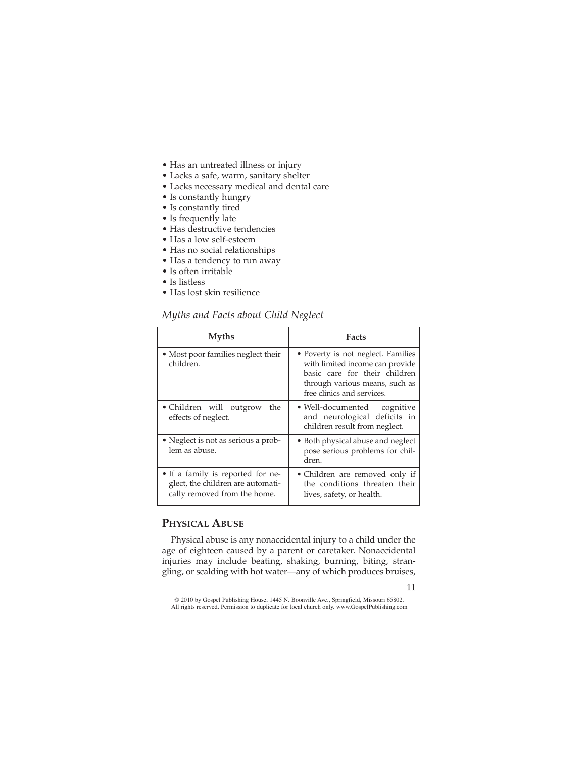- Has an untreated illness or injury
- Lacks a safe, warm, sanitary shelter
- Lacks necessary medical and dental care
- Is constantly hungry
- Is constantly tired
- Is frequently late
- Has destructive tendencies
- Has a low self-esteem
- Has no social relationships
- Has a tendency to run away
- Is often irritable
- Is listless
- Has lost skin resilience

*Myths and Facts about Child Neglect*

| Myths | Facts |
|---|---|
| • Most poor families neglect their children. | • Poverty is not neglect. Families with limited income can provide basic care for their children through various means, such as free clinics and services. |
| • Children will outgrow the effects of neglect. | • Well-documented cognitive and neurological deficits in children result from neglect. |
| • Neglect is not as serious a problem as abuse. | • Both physical abuse and neglect pose serious problems for children. |
| • If a family is reported for neglect, the children are automatically removed from the home. | • Children are removed only if the conditions threaten their lives, safety, or health. |

## Physical Abuse

Physical abuse is any nonaccidental injury to a child under the age of eighteen caused by a parent or caretaker. Nonaccidental injuries may include beating, shaking, burning, biting, strangling, or scalding with hot water—any of which produces bruises,

© 2010 by Gospel Publishing House, 1445 N. Boonville Ave., Springfield, Missouri 65802. All rights reserved. Permission to duplicate for local church only. www.GospelPublishing.com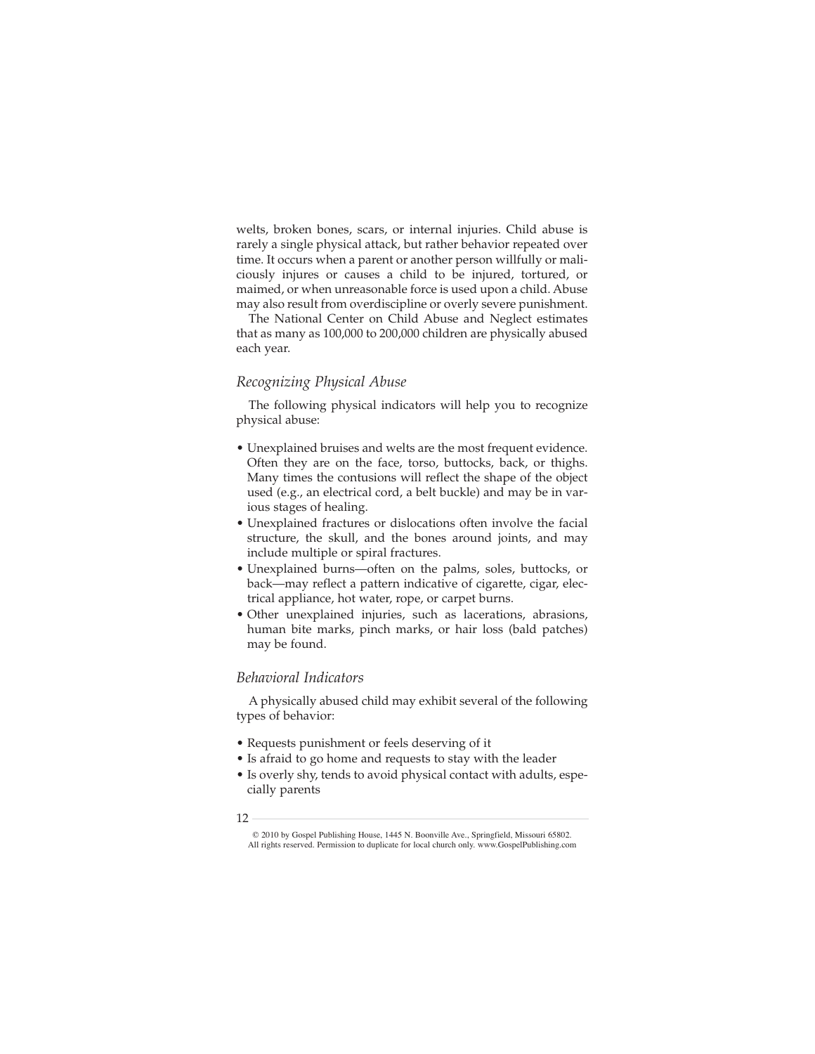welts, broken bones, scars, or internal injuries. Child abuse is rarely a single physical attack, but rather behavior repeated over time. It occurs when a parent or another person willfully or maliciously injures or causes a child to be injured, tortured, or maimed, or when unreasonable force is used upon a child. Abuse may also result from overdiscipline or overly severe punishment.

The National Center on Child Abuse and Neglect estimates that as many as 100,000 to 200,000 children are physically abused each year.

### *Recognizing Physical Abuse*

The following physical indicators will help you to recognize physical abuse:

- Unexplained bruises and welts are the most frequent evidence. Often they are on the face, torso, buttocks, back, or thighs. Many times the contusions will reflect the shape of the object used (e.g., an electrical cord, a belt buckle) and may be in various stages of healing.
- Unexplained fractures or dislocations often involve the facial structure, the skull, and the bones around joints, and may include multiple or spiral fractures.
- Unexplained burns—often on the palms, soles, buttocks, or back—may reflect a pattern indicative of cigarette, cigar, electrical appliance, hot water, rope, or carpet burns.
- Other unexplained injuries, such as lacerations, abrasions, human bite marks, pinch marks, or hair loss (bald patches) may be found.

### *Behavioral Indicators*

A physically abused child may exhibit several of the following types of behavior:

- Requests punishment or feels deserving of it
- Is afraid to go home and requests to stay with the leader
- Is overly shy, tends to avoid physical contact with adults, especially parents

© 2010 by Gospel Publishing House, 1445 N. Boonville Ave., Springfield, Missouri 65802. All rights reserved. Permission to duplicate for local church only. www.GospelPublishing.com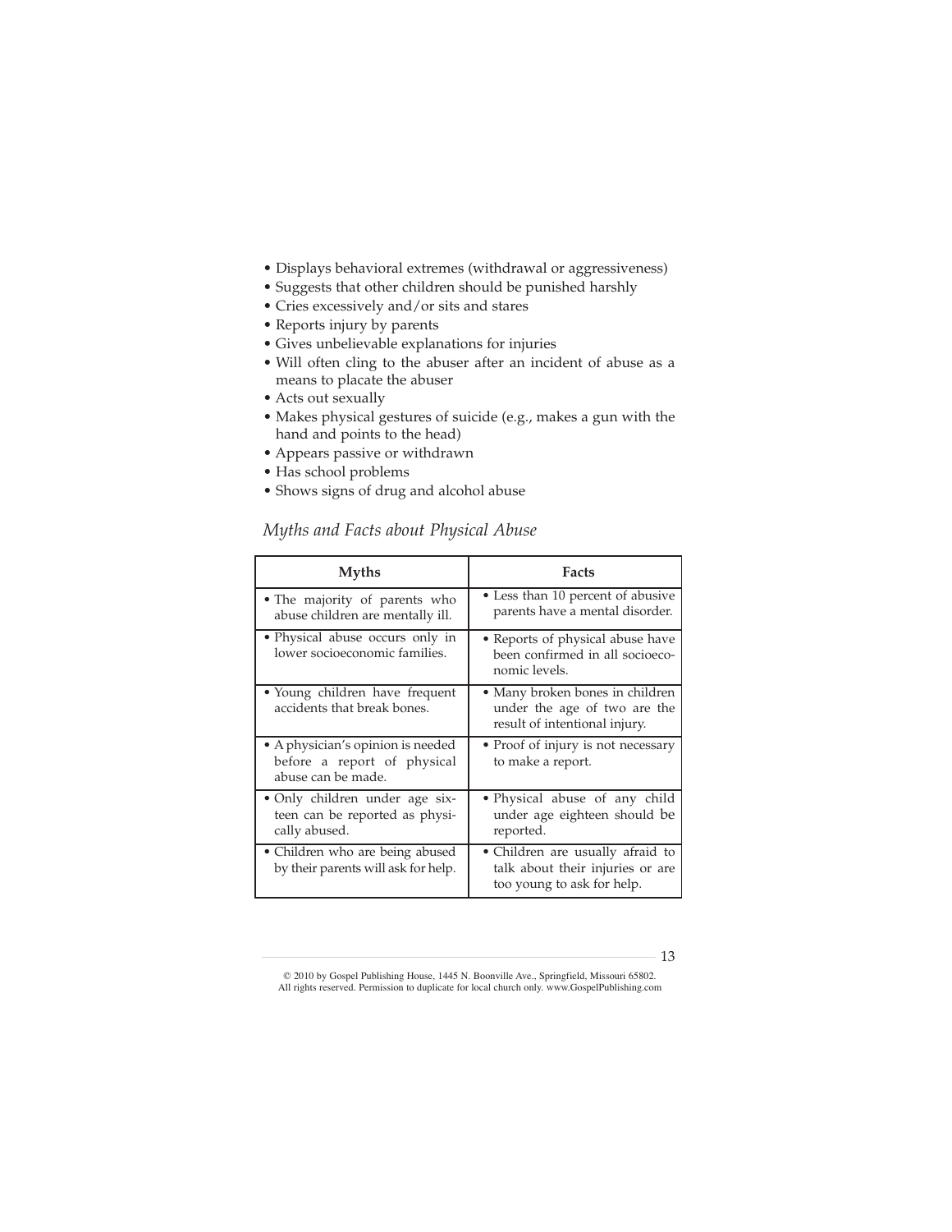- Displays behavioral extremes (withdrawal or aggressiveness)
- Suggests that other children should be punished harshly
- Cries excessively and/or sits and stares
- Reports injury by parents
- Gives unbelievable explanations for injuries
- Will often cling to the abuser after an incident of abuse as a means to placate the abuser
- Acts out sexually
- Makes physical gestures of suicide (e.g., makes a gun with the hand and points to the head)
- Appears passive or withdrawn
- Has school problems
- Shows signs of drug and alcohol abuse

*Myths and Facts about Physical Abuse*

| Myths | Facts |
|---|---|
| • The majority of parents who abuse children are mentally ill. | • Less than 10 percent of abusive parents have a mental disorder. |
| • Physical abuse occurs only in lower socioeconomic families. | • Reports of physical abuse have been confirmed in all socioeconomic levels. |
| • Young children have frequent accidents that break bones. | • Many broken bones in children under the age of two are the result of intentional injury. |
| • A physician's opinion is needed before a report of physical abuse can be made. | • Proof of injury is not necessary to make a report. |
| • Only children under age sixteen can be reported as physically abused. | • Physical abuse of any child under age eighteen should be reported. |
| • Children who are being abused by their parents will ask for help. | • Children are usually afraid to talk about their injuries or are too young to ask for help. |

© 2010 by Gospel Publishing House, 1445 N. Boonville Ave., Springfield, Missouri 65802. All rights reserved. Permission to duplicate for local church only. www.GospelPublishing.com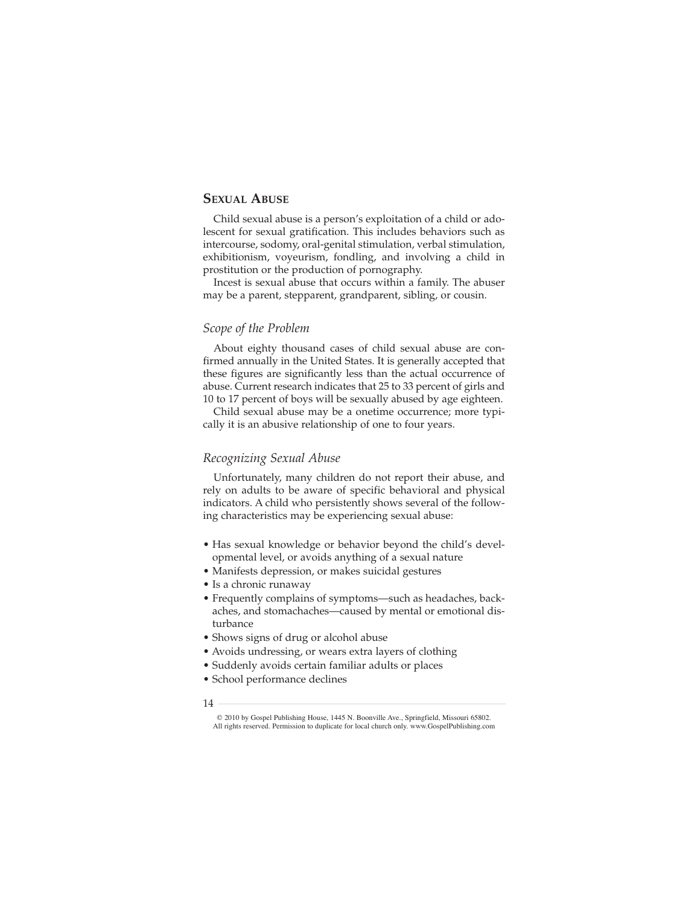## Sexual Abuse

Child sexual abuse is a person's exploitation of a child or adolescent for sexual gratification. This includes behaviors such as intercourse, sodomy, oral-genital stimulation, verbal stimulation, exhibitionism, voyeurism, fondling, and involving a child in prostitution or the production of pornography.

Incest is sexual abuse that occurs within a family. The abuser may be a parent, stepparent, grandparent, sibling, or cousin.

### *Scope of the Problem*

About eighty thousand cases of child sexual abuse are confirmed annually in the United States. It is generally accepted that these figures are significantly less than the actual occurrence of abuse. Current research indicates that 25 to 33 percent of girls and 10 to 17 percent of boys will be sexually abused by age eighteen.

Child sexual abuse may be a onetime occurrence; more typically it is an abusive relationship of one to four years.

### *Recognizing Sexual Abuse*

Unfortunately, many children do not report their abuse, and rely on adults to be aware of specific behavioral and physical indicators. A child who persistently shows several of the following characteristics may be experiencing sexual abuse:

- Has sexual knowledge or behavior beyond the child's developmental level, or avoids anything of a sexual nature
- Manifests depression, or makes suicidal gestures
- Is a chronic runaway
- Frequently complains of symptoms—such as headaches, backaches, and stomachaches—caused by mental or emotional disturbance
- Shows signs of drug or alcohol abuse
- Avoids undressing, or wears extra layers of clothing
- Suddenly avoids certain familiar adults or places
- School performance declines

© 2010 by Gospel Publishing House, 1445 N. Boonville Ave., Springfield, Missouri 65802. All rights reserved. Permission to duplicate for local church only. www.GospelPublishing.com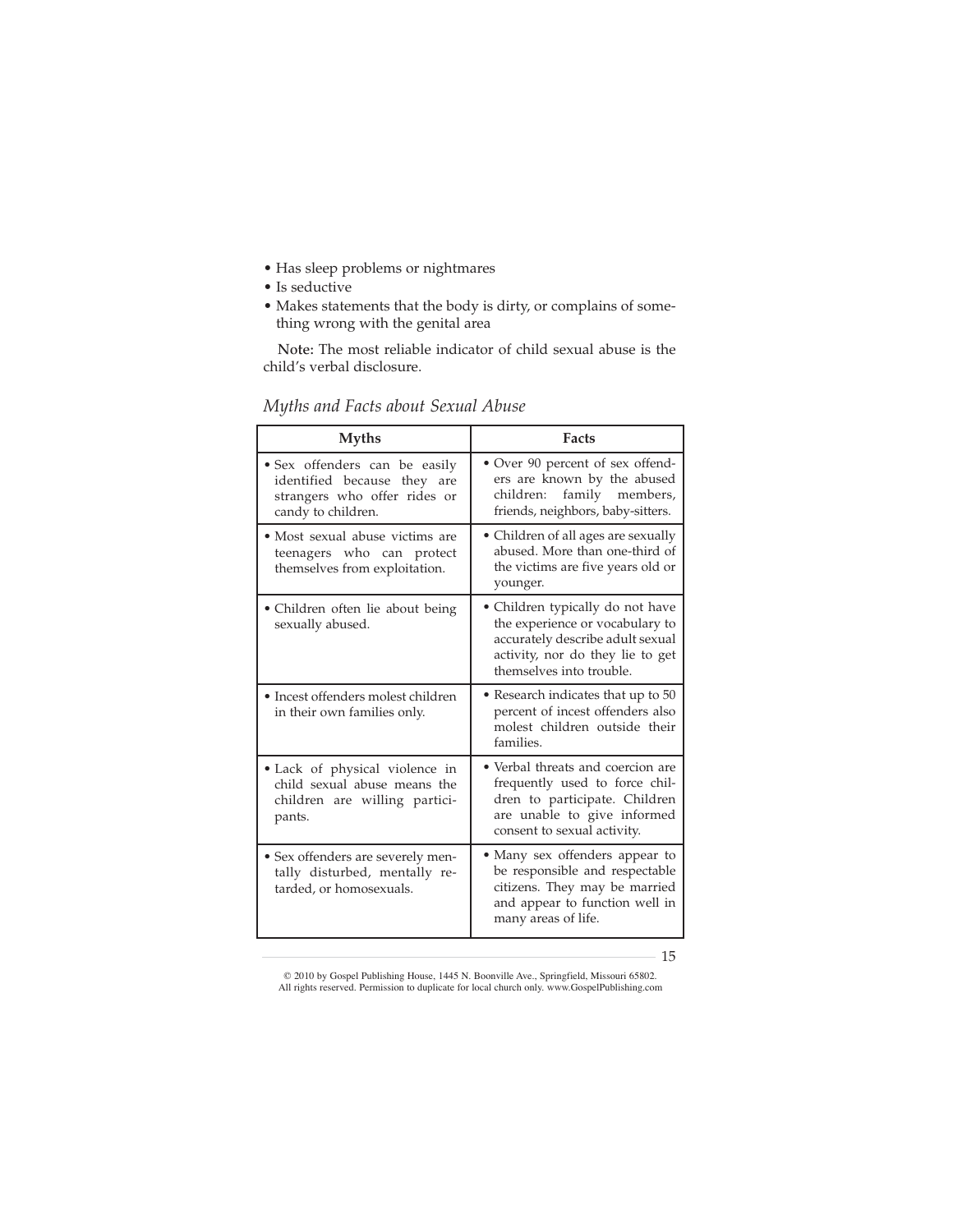- Has sleep problems or nightmares
- Is seductive
- Makes statements that the body is dirty, or complains of something wrong with the genital area

**Note:** The most reliable indicator of child sexual abuse is the child's verbal disclosure.

### *Myths and Facts about Sexual Abuse*

| Myths | Facts |
|---|---|
| • Sex offenders can be easily identified because they are strangers who offer rides or candy to children. | • Over 90 percent of sex offenders are known by the abused children: family members, friends, neighbors, baby-sitters. |
| • Most sexual abuse victims are teenagers who can protect themselves from exploitation. | • Children of all ages are sexually abused. More than one-third of the victims are five years old or younger. |
| • Children often lie about being sexually abused. | • Children typically do not have the experience or vocabulary to accurately describe adult sexual activity, nor do they lie to get themselves into trouble. |
| • Incest offenders molest children in their own families only. | • Research indicates that up to 50 percent of incest offenders also molest children outside their families. |
| • Lack of physical violence in child sexual abuse means the children are willing participants. | • Verbal threats and coercion are frequently used to force children to participate. Children are unable to give informed consent to sexual activity. |
| • Sex offenders are severely mentally disturbed, mentally retarded, or homosexuals. | • Many sex offenders appear to be responsible and respectable citizens. They may be married and appear to function well in many areas of life. |

© 2010 by Gospel Publishing House, 1445 N. Boonville Ave., Springfield, Missouri 65802.
All rights reserved. Permission to duplicate for local church only. www.GospelPublishing.com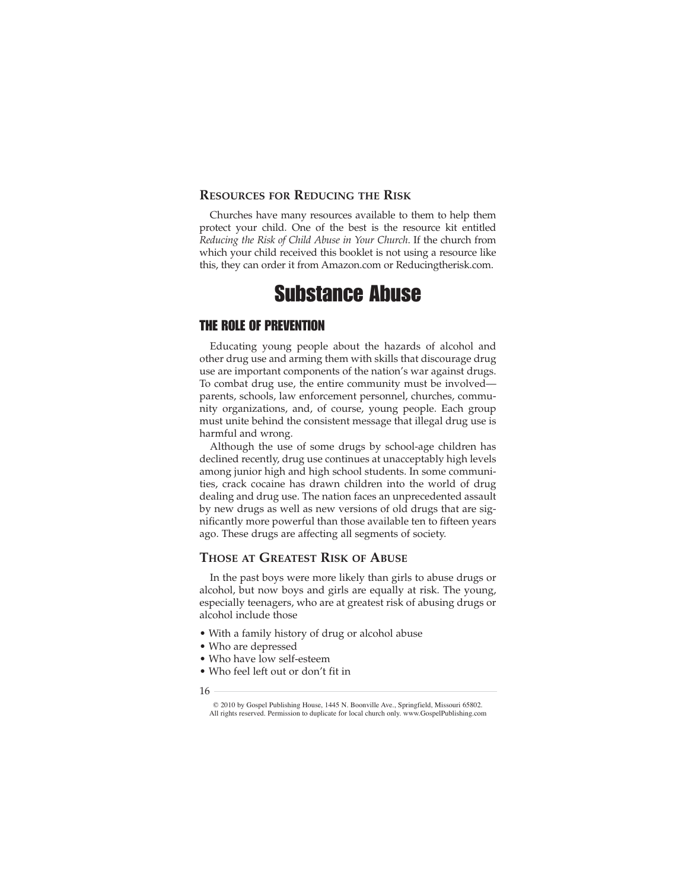### Resources for Reducing the Risk

Churches have many resources available to them to help them protect your child. One of the best is the resource kit entitled *Reducing the Risk of Child Abuse in Your Church*. If the church from which your child received this booklet is not using a resource like this, they can order it from Amazon.com or Reducingtherisk.com.

# Substance Abuse

## THE ROLE OF PREVENTION

Educating young people about the hazards of alcohol and other drug use and arming them with skills that discourage drug use are important components of the nation's war against drugs. To combat drug use, the entire community must be involved—parents, schools, law enforcement personnel, churches, community organizations, and, of course, young people. Each group must unite behind the consistent message that illegal drug use is harmful and wrong.

Although the use of some drugs by school-age children has declined recently, drug use continues at unacceptably high levels among junior high and high school students. In some communities, crack cocaine has drawn children into the world of drug dealing and drug use. The nation faces an unprecedented assault by new drugs as well as new versions of old drugs that are significantly more powerful than those available ten to fifteen years ago. These drugs are affecting all segments of society.

### Those at Greatest Risk of Abuse

In the past boys were more likely than girls to abuse drugs or alcohol, but now boys and girls are equally at risk. The young, especially teenagers, who are at greatest risk of abusing drugs or alcohol include those

- With a family history of drug or alcohol abuse
- Who are depressed
- Who have low self-esteem
- Who feel left out or don't fit in

© 2010 by Gospel Publishing House, 1445 N. Boonville Ave., Springfield, Missouri 65802. All rights reserved. Permission to duplicate for local church only. www.GospelPublishing.com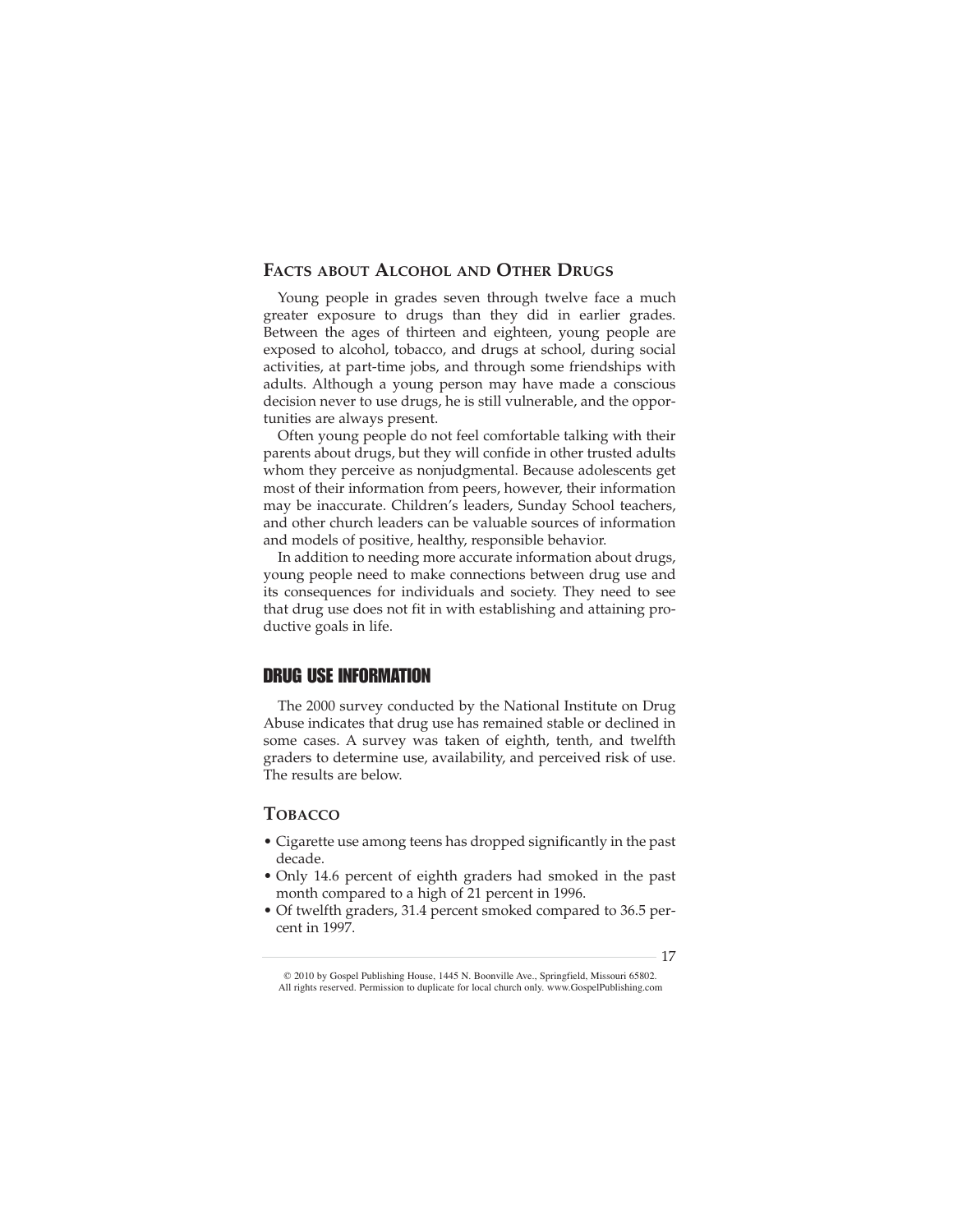## Facts about Alcohol and Other Drugs

Young people in grades seven through twelve face a much greater exposure to drugs than they did in earlier grades. Between the ages of thirteen and eighteen, young people are exposed to alcohol, tobacco, and drugs at school, during social activities, at part-time jobs, and through some friendships with adults. Although a young person may have made a conscious decision never to use drugs, he is still vulnerable, and the opportunities are always present.

Often young people do not feel comfortable talking with their parents about drugs, but they will confide in other trusted adults whom they perceive as nonjudgmental. Because adolescents get most of their information from peers, however, their information may be inaccurate. Children's leaders, Sunday School teachers, and other church leaders can be valuable sources of information and models of positive, healthy, responsible behavior.

In addition to needing more accurate information about drugs, young people need to make connections between drug use and its consequences for individuals and society. They need to see that drug use does not fit in with establishing and attaining productive goals in life.

## Drug Use Information

The 2000 survey conducted by the National Institute on Drug Abuse indicates that drug use has remained stable or declined in some cases. A survey was taken of eighth, tenth, and twelfth graders to determine use, availability, and perceived risk of use. The results are below.

### Tobacco

- Cigarette use among teens has dropped significantly in the past decade.
- Only 14.6 percent of eighth graders had smoked in the past month compared to a high of 21 percent in 1996.
- Of twelfth graders, 31.4 percent smoked compared to 36.5 percent in 1997.

© 2010 by Gospel Publishing House, 1445 N. Boonville Ave., Springfield, Missouri 65802. All rights reserved. Permission to duplicate for local church only. www.GospelPublishing.com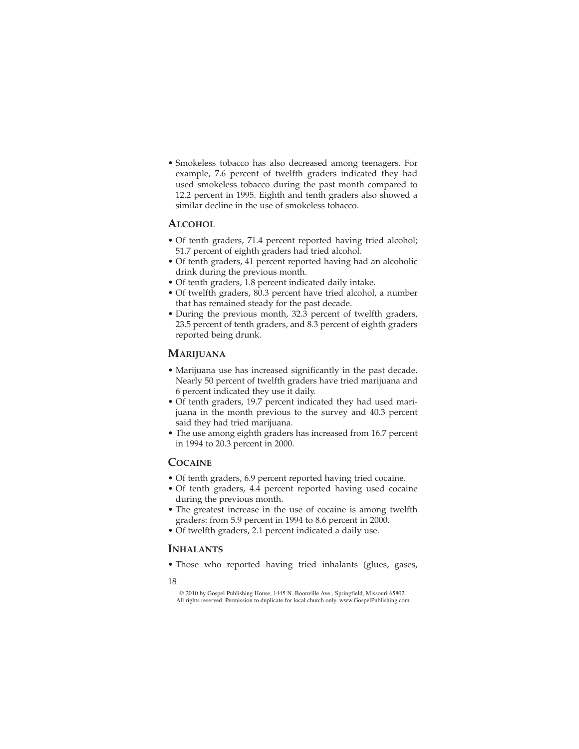- Smokeless tobacco has also decreased among teenagers. For example, 7.6 percent of twelfth graders indicated they had used smokeless tobacco during the past month compared to 12.2 percent in 1995. Eighth and tenth graders also showed a similar decline in the use of smokeless tobacco.

## Alcohol

- Of tenth graders, 71.4 percent reported having tried alcohol; 51.7 percent of eighth graders had tried alcohol.
- Of tenth graders, 41 percent reported having had an alcoholic drink during the previous month.
- Of tenth graders, 1.8 percent indicated daily intake.
- Of twelfth graders, 80.3 percent have tried alcohol, a number that has remained steady for the past decade.
- During the previous month, 32.3 percent of twelfth graders, 23.5 percent of tenth graders, and 8.3 percent of eighth graders reported being drunk.

## Marijuana

- Marijuana use has increased significantly in the past decade. Nearly 50 percent of twelfth graders have tried marijuana and 6 percent indicated they use it daily.
- Of tenth graders, 19.7 percent indicated they had used marijuana in the month previous to the survey and 40.3 percent said they had tried marijuana.
- The use among eighth graders has increased from 16.7 percent in 1994 to 20.3 percent in 2000.

## Cocaine

- Of tenth graders, 6.9 percent reported having tried cocaine.
- Of tenth graders, 4.4 percent reported having used cocaine during the previous month.
- The greatest increase in the use of cocaine is among twelfth graders: from 5.9 percent in 1994 to 8.6 percent in 2000.
- Of twelfth graders, 2.1 percent indicated a daily use.

## Inhalants

- Those who reported having tried inhalants (glues, gases,

© 2010 by Gospel Publishing House, 1445 N. Boonville Ave., Springfield, Missouri 65802. All rights reserved. Permission to duplicate for local church only. www.GospelPublishing.com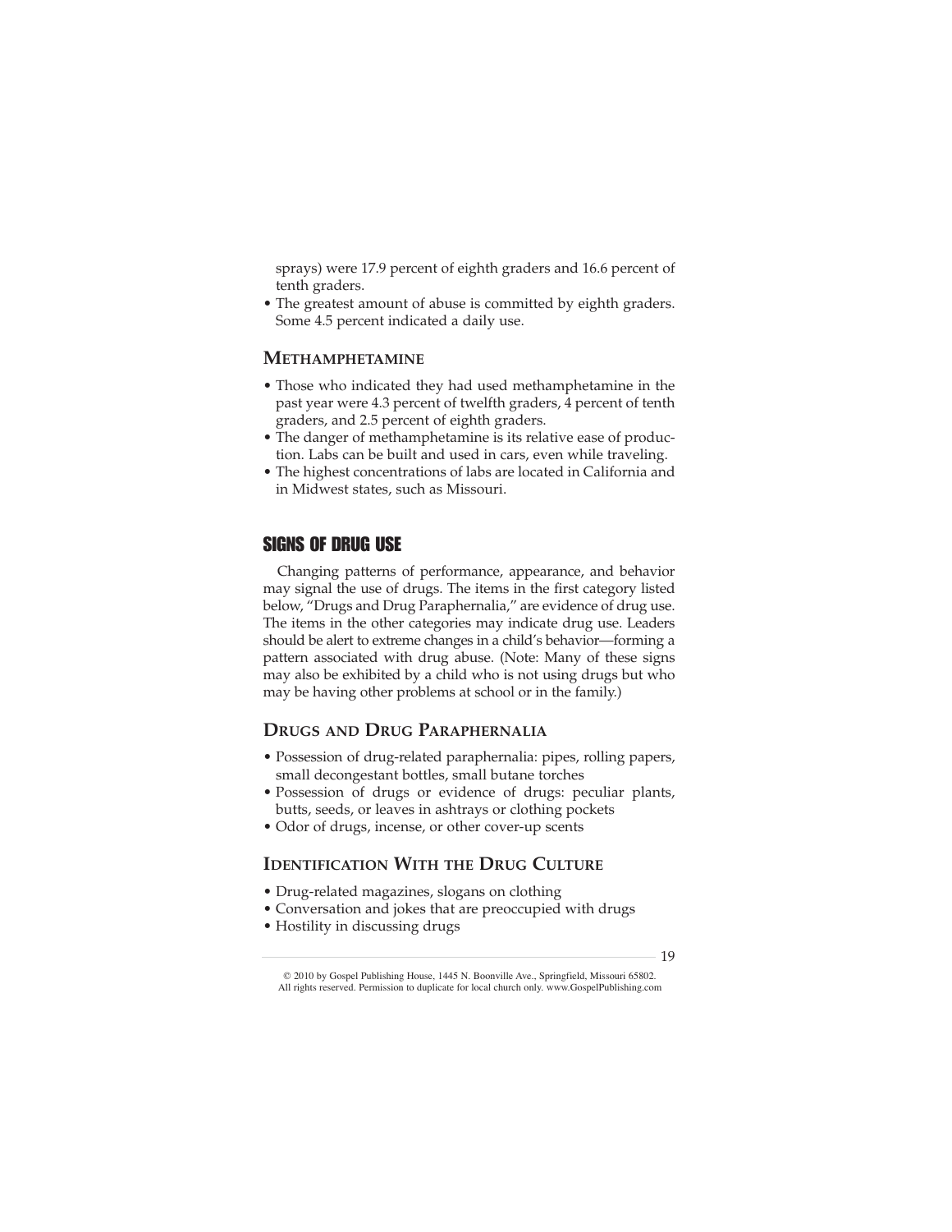sprays) were 17.9 percent of eighth graders and 16.6 percent of tenth graders.

- The greatest amount of abuse is committed by eighth graders. Some 4.5 percent indicated a daily use.

### Methamphetamine

- Those who indicated they had used methamphetamine in the past year were 4.3 percent of twelfth graders, 4 percent of tenth graders, and 2.5 percent of eighth graders.
- The danger of methamphetamine is its relative ease of production. Labs can be built and used in cars, even while traveling.
- The highest concentrations of labs are located in California and in Midwest states, such as Missouri.

## SIGNS OF DRUG USE

Changing patterns of performance, appearance, and behavior may signal the use of drugs. The items in the first category listed below, "Drugs and Drug Paraphernalia," are evidence of drug use. The items in the other categories may indicate drug use. Leaders should be alert to extreme changes in a child's behavior—forming a pattern associated with drug abuse. (Note: Many of these signs may also be exhibited by a child who is not using drugs but who may be having other problems at school or in the family.)

### Drugs and Drug Paraphernalia

- Possession of drug-related paraphernalia: pipes, rolling papers, small decongestant bottles, small butane torches
- Possession of drugs or evidence of drugs: peculiar plants, butts, seeds, or leaves in ashtrays or clothing pockets
- Odor of drugs, incense, or other cover-up scents

### Identification With the Drug Culture

- Drug-related magazines, slogans on clothing
- Conversation and jokes that are preoccupied with drugs
- Hostility in discussing drugs

© 2010 by Gospel Publishing House, 1445 N. Boonville Ave., Springfield, Missouri 65802.
All rights reserved. Permission to duplicate for local church only. www.GospelPublishing.com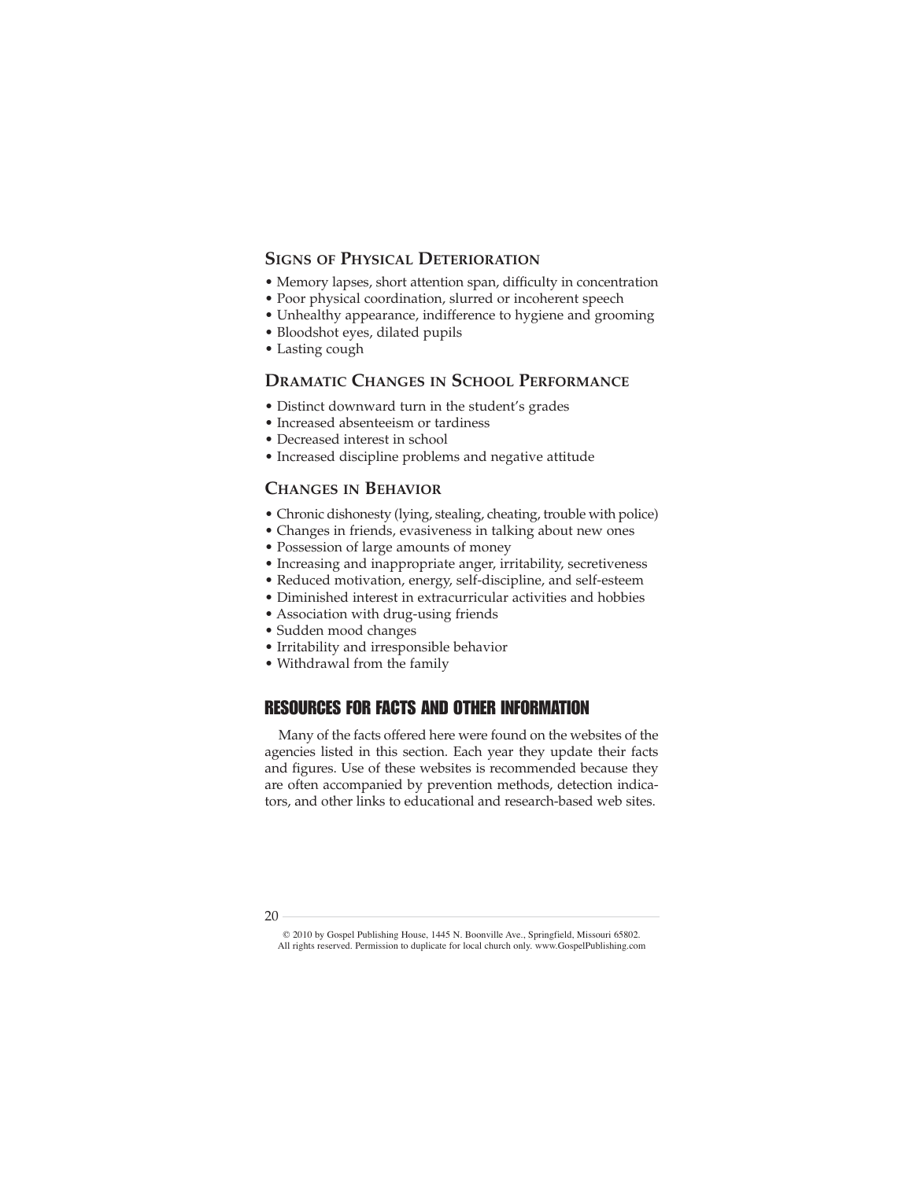### Signs of Physical Deterioration

- Memory lapses, short attention span, difficulty in concentration
- Poor physical coordination, slurred or incoherent speech
- Unhealthy appearance, indifference to hygiene and grooming
- Bloodshot eyes, dilated pupils
- Lasting cough

### Dramatic Changes in School Performance

- Distinct downward turn in the student's grades
- Increased absenteeism or tardiness
- Decreased interest in school
- Increased discipline problems and negative attitude

### Changes in Behavior

- Chronic dishonesty (lying, stealing, cheating, trouble with police)
- Changes in friends, evasiveness in talking about new ones
- Possession of large amounts of money
- Increasing and inappropriate anger, irritability, secretiveness
- Reduced motivation, energy, self-discipline, and self-esteem
- Diminished interest in extracurricular activities and hobbies
- Association with drug-using friends
- Sudden mood changes
- Irritability and irresponsible behavior
- Withdrawal from the family

## RESOURCES FOR FACTS AND OTHER INFORMATION

Many of the facts offered here were found on the websites of the agencies listed in this section. Each year they update their facts and figures. Use of these websites is recommended because they are often accompanied by prevention methods, detection indicators, and other links to educational and research-based web sites.

© 2010 by Gospel Publishing House, 1445 N. Boonville Ave., Springfield, Missouri 65802. All rights reserved. Permission to duplicate for local church only. www.GospelPublishing.com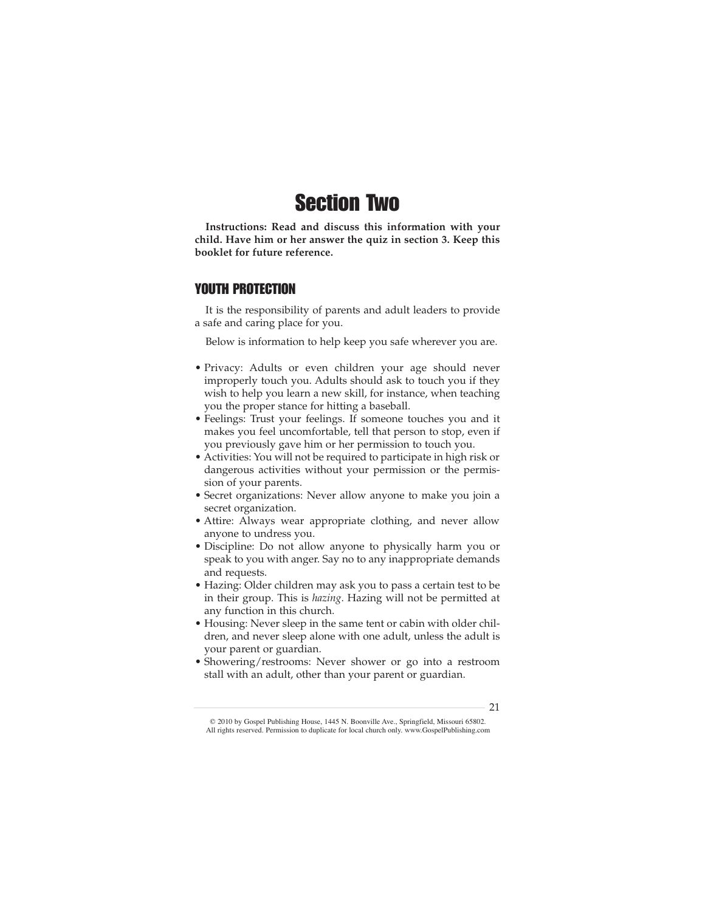# Section Two

**Instructions: Read and discuss this information with your child. Have him or her answer the quiz in section 3. Keep this booklet for future reference.**

## YOUTH PROTECTION

It is the responsibility of parents and adult leaders to provide a safe and caring place for you.

Below is information to help keep you safe wherever you are.

- Privacy: Adults or even children your age should never improperly touch you. Adults should ask to touch you if they wish to help you learn a new skill, for instance, when teaching you the proper stance for hitting a baseball.
- Feelings: Trust your feelings. If someone touches you and it makes you feel uncomfortable, tell that person to stop, even if you previously gave him or her permission to touch you.
- Activities: You will not be required to participate in high risk or dangerous activities without your permission or the permission of your parents.
- Secret organizations: Never allow anyone to make you join a secret organization.
- Attire: Always wear appropriate clothing, and never allow anyone to undress you.
- Discipline: Do not allow anyone to physically harm you or speak to you with anger. Say no to any inappropriate demands and requests.
- Hazing: Older children may ask you to pass a certain test to be in their group. This is *hazing*. Hazing will not be permitted at any function in this church.
- Housing: Never sleep in the same tent or cabin with older children, and never sleep alone with one adult, unless the adult is your parent or guardian.
- Showering/restrooms: Never shower or go into a restroom stall with an adult, other than your parent or guardian.

© 2010 by Gospel Publishing House, 1445 N. Boonville Ave., Springfield, Missouri 65802.
All rights reserved. Permission to duplicate for local church only. www.GospelPublishing.com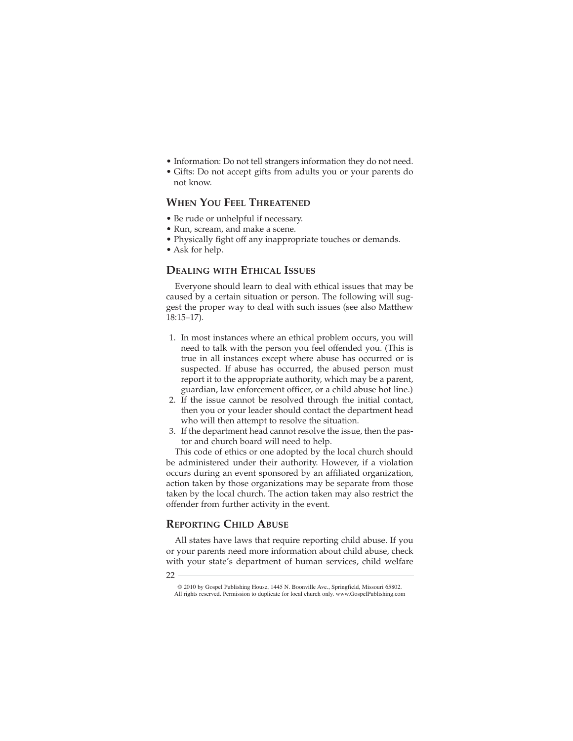- Information: Do not tell strangers information they do not need.
- Gifts: Do not accept gifts from adults you or your parents do not know.

## When You Feel Threatened

- Be rude or unhelpful if necessary.
- Run, scream, and make a scene.
- Physically fight off any inappropriate touches or demands.
- Ask for help.

## Dealing with Ethical Issues

Everyone should learn to deal with ethical issues that may be caused by a certain situation or person. The following will suggest the proper way to deal with such issues (see also Matthew 18:15–17).

1. In most instances where an ethical problem occurs, you will need to talk with the person you feel offended you. (This is true in all instances except where abuse has occurred or is suspected. If abuse has occurred, the abused person must report it to the appropriate authority, which may be a parent, guardian, law enforcement officer, or a child abuse hot line.)
2. If the issue cannot be resolved through the initial contact, then you or your leader should contact the department head who will then attempt to resolve the situation.
3. If the department head cannot resolve the issue, then the pastor and church board will need to help.

This code of ethics or one adopted by the local church should be administered under their authority. However, if a violation occurs during an event sponsored by an affiliated organization, action taken by those organizations may be separate from those taken by the local church. The action taken may also restrict the offender from further activity in the event.

## Reporting Child Abuse

All states have laws that require reporting child abuse. If you or your parents need more information about child abuse, check with your state's department of human services, child welfare

© 2010 by Gospel Publishing House, 1445 N. Boonville Ave., Springfield, Missouri 65802. All rights reserved. Permission to duplicate for local church only. www.GospelPublishing.com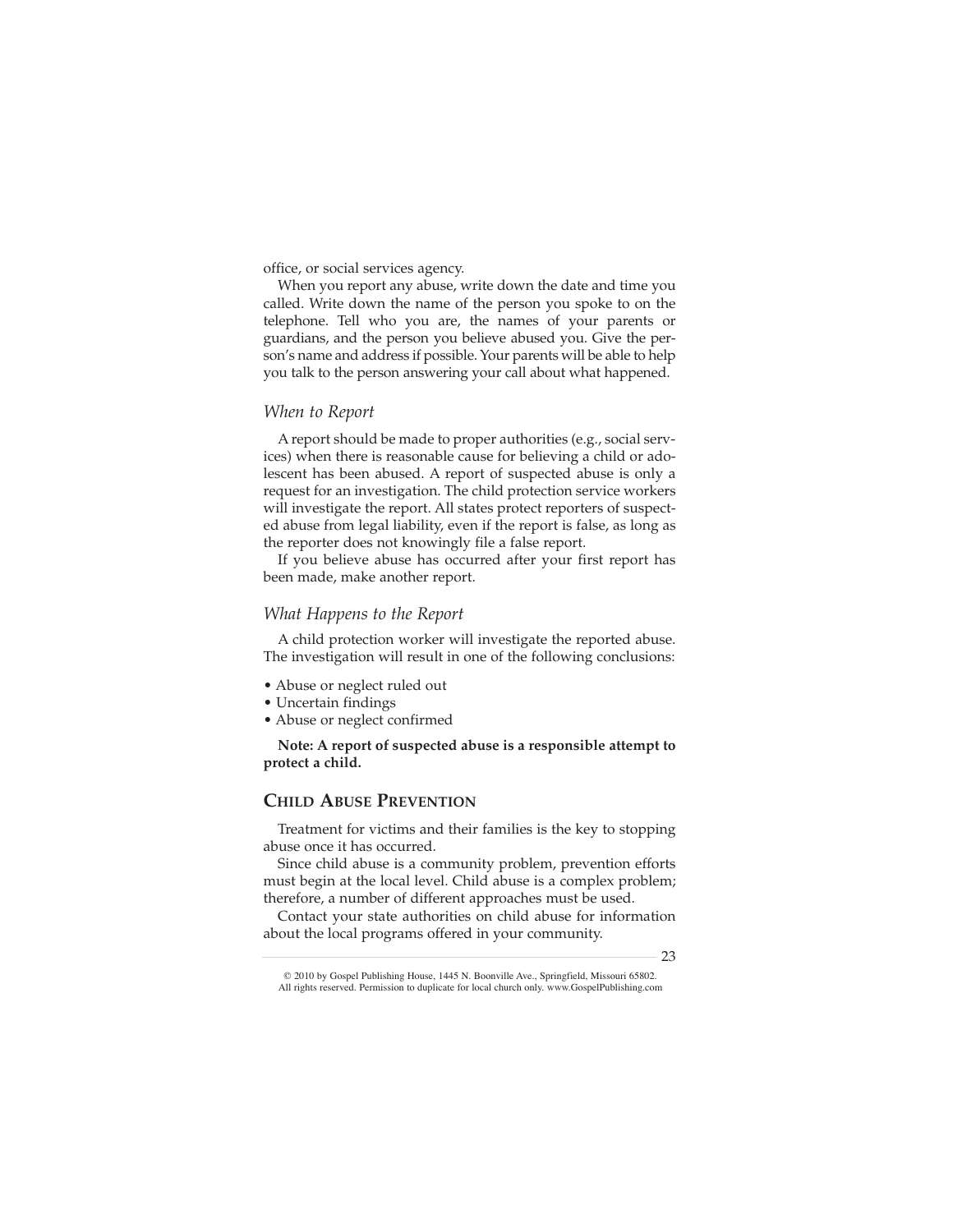office, or social services agency.

When you report any abuse, write down the date and time you called. Write down the name of the person you spoke to on the telephone. Tell who you are, the names of your parents or guardians, and the person you believe abused you. Give the person's name and address if possible. Your parents will be able to help you talk to the person answering your call about what happened.

### *When to Report*

A report should be made to proper authorities (e.g., social services) when there is reasonable cause for believing a child or adolescent has been abused. A report of suspected abuse is only a request for an investigation. The child protection service workers will investigate the report. All states protect reporters of suspected abuse from legal liability, even if the report is false, as long as the reporter does not knowingly file a false report.

If you believe abuse has occurred after your first report has been made, make another report.

### *What Happens to the Report*

A child protection worker will investigate the reported abuse. The investigation will result in one of the following conclusions:

- Abuse or neglect ruled out
- Uncertain findings
- Abuse or neglect confirmed

**Note: A report of suspected abuse is a responsible attempt to protect a child.**

## Child Abuse Prevention

Treatment for victims and their families is the key to stopping abuse once it has occurred.

Since child abuse is a community problem, prevention efforts must begin at the local level. Child abuse is a complex problem; therefore, a number of different approaches must be used.

Contact your state authorities on child abuse for information about the local programs offered in your community.

© 2010 by Gospel Publishing House, 1445 N. Boonville Ave., Springfield, Missouri 65802. All rights reserved. Permission to duplicate for local church only. www.GospelPublishing.com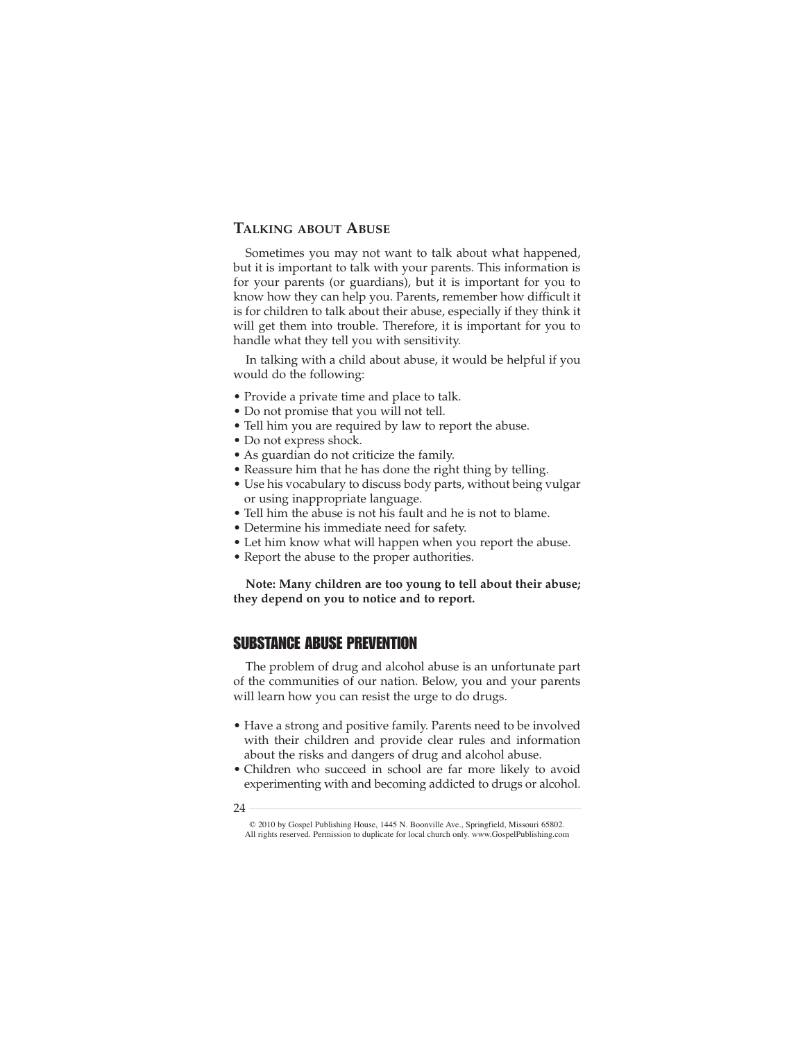### Talking about Abuse

Sometimes you may not want to talk about what happened, but it is important to talk with your parents. This information is for your parents (or guardians), but it is important for you to know how they can help you. Parents, remember how difficult it is for children to talk about their abuse, especially if they think it will get them into trouble. Therefore, it is important for you to handle what they tell you with sensitivity.

In talking with a child about abuse, it would be helpful if you would do the following:

- Provide a private time and place to talk.
- Do not promise that you will not tell.
- Tell him you are required by law to report the abuse.
- Do not express shock.
- As guardian do not criticize the family.
- Reassure him that he has done the right thing by telling.
- Use his vocabulary to discuss body parts, without being vulgar or using inappropriate language.
- Tell him the abuse is not his fault and he is not to blame.
- Determine his immediate need for safety.
- Let him know what will happen when you report the abuse.
- Report the abuse to the proper authorities.

**Note: Many children are too young to tell about their abuse; they depend on you to notice and to report.**

## SUBSTANCE ABUSE PREVENTION

The problem of drug and alcohol abuse is an unfortunate part of the communities of our nation. Below, you and your parents will learn how you can resist the urge to do drugs.

- Have a strong and positive family. Parents need to be involved with their children and provide clear rules and information about the risks and dangers of drug and alcohol abuse.
- Children who succeed in school are far more likely to avoid experimenting with and becoming addicted to drugs or alcohol.

© 2010 by Gospel Publishing House, 1445 N. Boonville Ave., Springfield, Missouri 65802. All rights reserved. Permission to duplicate for local church only. www.GospelPublishing.com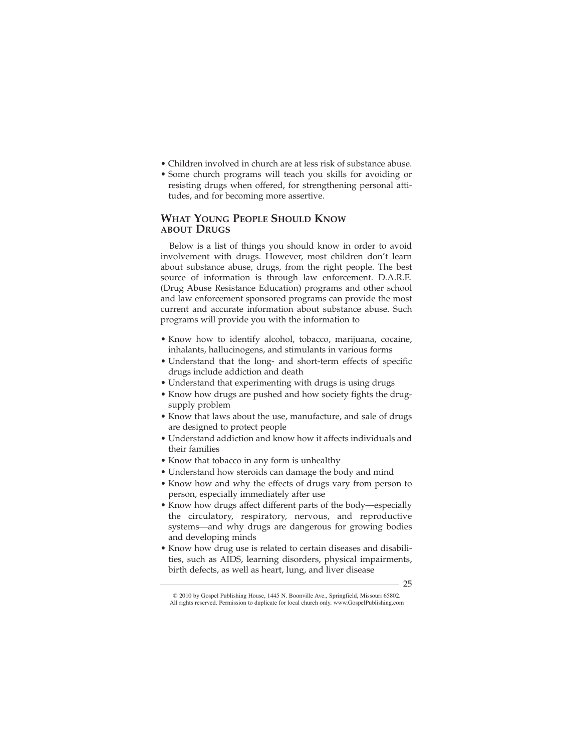- Children involved in church are at less risk of substance abuse.
- Some church programs will teach you skills for avoiding or resisting drugs when offered, for strengthening personal attitudes, and for becoming more assertive.

## What Young People Should Know about Drugs

Below is a list of things you should know in order to avoid involvement with drugs. However, most children don't learn about substance abuse, drugs, from the right people. The best source of information is through law enforcement. D.A.R.E. (Drug Abuse Resistance Education) programs and other school and law enforcement sponsored programs can provide the most current and accurate information about substance abuse. Such programs will provide you with the information to

- Know how to identify alcohol, tobacco, marijuana, cocaine, inhalants, hallucinogens, and stimulants in various forms
- Understand that the long- and short-term effects of specific drugs include addiction and death
- Understand that experimenting with drugs is using drugs
- Know how drugs are pushed and how society fights the drug-supply problem
- Know that laws about the use, manufacture, and sale of drugs are designed to protect people
- Understand addiction and know how it affects individuals and their families
- Know that tobacco in any form is unhealthy
- Understand how steroids can damage the body and mind
- Know how and why the effects of drugs vary from person to person, especially immediately after use
- Know how drugs affect different parts of the body—especially the circulatory, respiratory, nervous, and reproductive systems—and why drugs are dangerous for growing bodies and developing minds
- Know how drug use is related to certain diseases and disabilities, such as AIDS, learning disorders, physical impairments, birth defects, as well as heart, lung, and liver disease

© 2010 by Gospel Publishing House, 1445 N. Boonville Ave., Springfield, Missouri 65802. All rights reserved. Permission to duplicate for local church only. www.GospelPublishing.com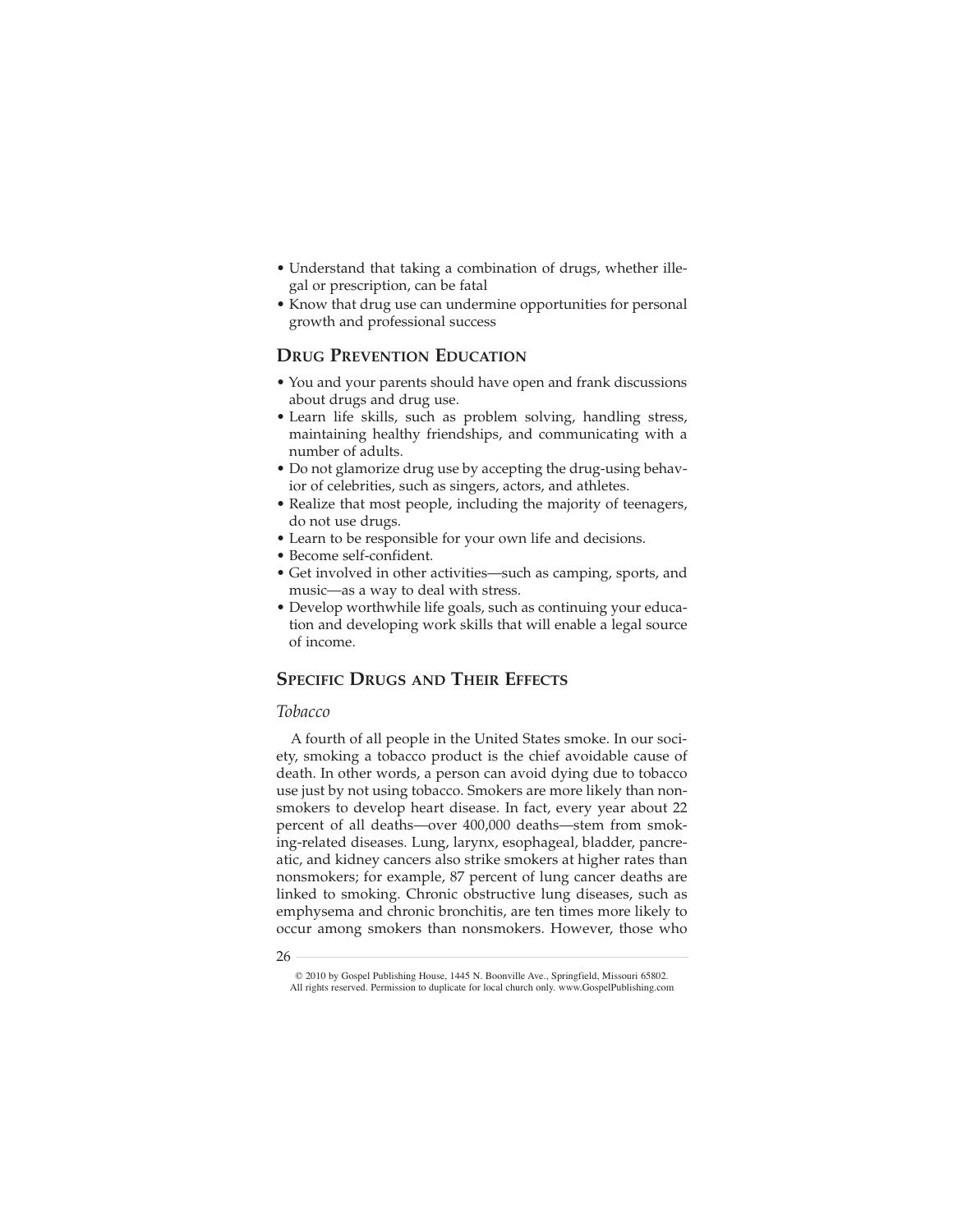- Understand that taking a combination of drugs, whether illegal or prescription, can be fatal
- Know that drug use can undermine opportunities for personal growth and professional success

## Drug Prevention Education

- You and your parents should have open and frank discussions about drugs and drug use.
- Learn life skills, such as problem solving, handling stress, maintaining healthy friendships, and communicating with a number of adults.
- Do not glamorize drug use by accepting the drug-using behavior of celebrities, such as singers, actors, and athletes.
- Realize that most people, including the majority of teenagers, do not use drugs.
- Learn to be responsible for your own life and decisions.
- Become self-confident.
- Get involved in other activities—such as camping, sports, and music—as a way to deal with stress.
- Develop worthwhile life goals, such as continuing your education and developing work skills that will enable a legal source of income.

## Specific Drugs and Their Effects

### *Tobacco*

A fourth of all people in the United States smoke. In our society, smoking a tobacco product is the chief avoidable cause of death. In other words, a person can avoid dying due to tobacco use just by not using tobacco. Smokers are more likely than nonsmokers to develop heart disease. In fact, every year about 22 percent of all deaths—over 400,000 deaths—stem from smoking-related diseases. Lung, larynx, esophageal, bladder, pancreatic, and kidney cancers also strike smokers at higher rates than nonsmokers; for example, 87 percent of lung cancer deaths are linked to smoking. Chronic obstructive lung diseases, such as emphysema and chronic bronchitis, are ten times more likely to occur among smokers than nonsmokers. However, those who

© 2010 by Gospel Publishing House, 1445 N. Boonville Ave., Springfield, Missouri 65802.
All rights reserved. Permission to duplicate for local church only. www.GospelPublishing.com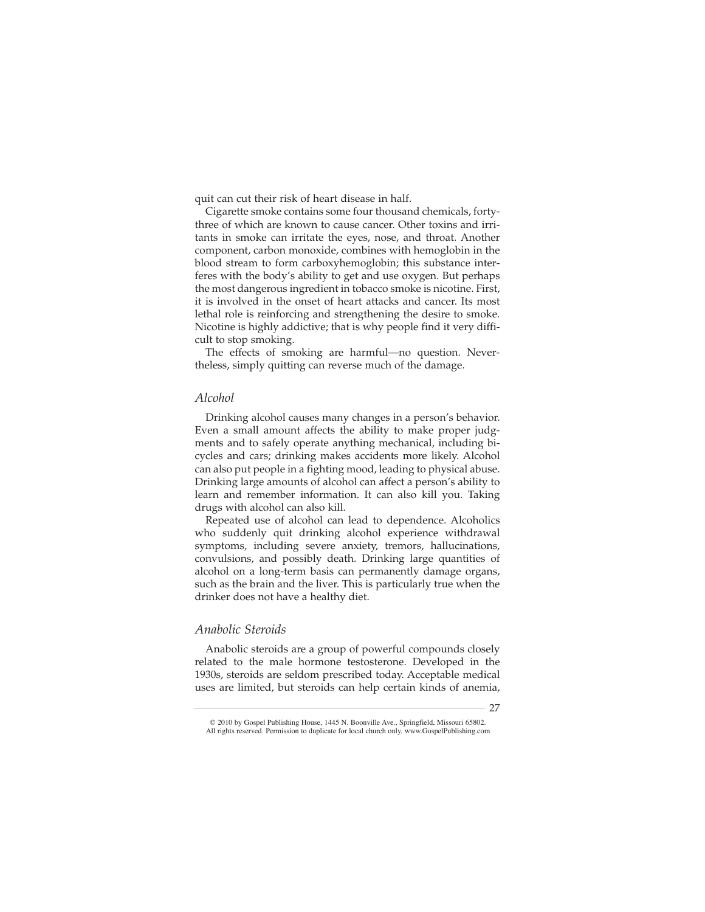quit can cut their risk of heart disease in half.

Cigarette smoke contains some four thousand chemicals, forty-three of which are known to cause cancer. Other toxins and irritants in smoke can irritate the eyes, nose, and throat. Another component, carbon monoxide, combines with hemoglobin in the blood stream to form carboxyhemoglobin; this substance interferes with the body's ability to get and use oxygen. But perhaps the most dangerous ingredient in tobacco smoke is nicotine. First, it is involved in the onset of heart attacks and cancer. Its most lethal role is reinforcing and strengthening the desire to smoke. Nicotine is highly addictive; that is why people find it very difficult to stop smoking.

The effects of smoking are harmful—no question. Nevertheless, simply quitting can reverse much of the damage.

### *Alcohol*

Drinking alcohol causes many changes in a person's behavior. Even a small amount affects the ability to make proper judgments and to safely operate anything mechanical, including bicycles and cars; drinking makes accidents more likely. Alcohol can also put people in a fighting mood, leading to physical abuse. Drinking large amounts of alcohol can affect a person's ability to learn and remember information. It can also kill you. Taking drugs with alcohol can also kill.

Repeated use of alcohol can lead to dependence. Alcoholics who suddenly quit drinking alcohol experience withdrawal symptoms, including severe anxiety, tremors, hallucinations, convulsions, and possibly death. Drinking large quantities of alcohol on a long-term basis can permanently damage organs, such as the brain and the liver. This is particularly true when the drinker does not have a healthy diet.

### *Anabolic Steroids*

Anabolic steroids are a group of powerful compounds closely related to the male hormone testosterone. Developed in the 1930s, steroids are seldom prescribed today. Acceptable medical uses are limited, but steroids can help certain kinds of anemia,

© 2010 by Gospel Publishing House, 1445 N. Boonville Ave., Springfield, Missouri 65802. All rights reserved. Permission to duplicate for local church only. www.GospelPublishing.com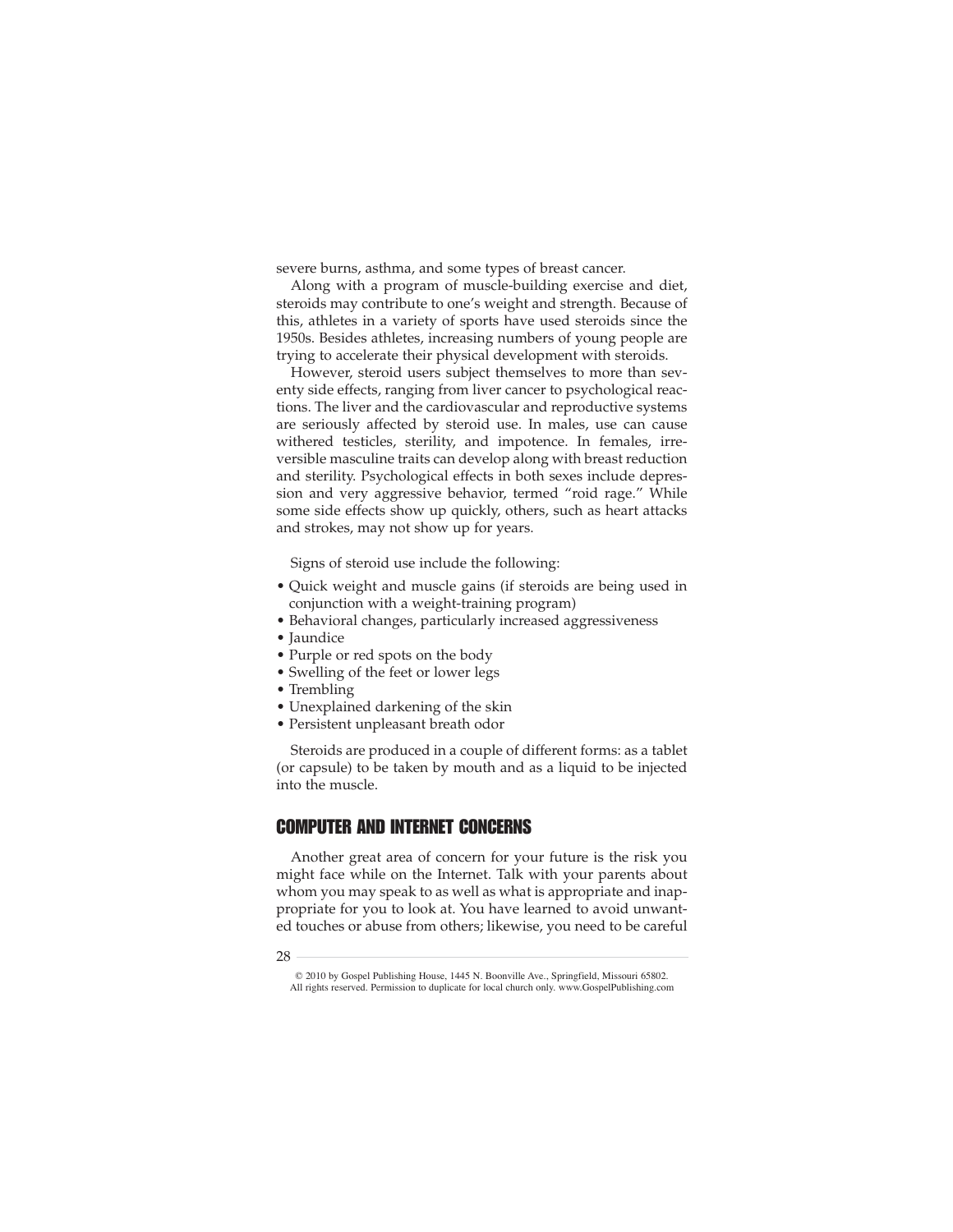severe burns, asthma, and some types of breast cancer.

Along with a program of muscle-building exercise and diet, steroids may contribute to one's weight and strength. Because of this, athletes in a variety of sports have used steroids since the 1950s. Besides athletes, increasing numbers of young people are trying to accelerate their physical development with steroids.

However, steroid users subject themselves to more than seventy side effects, ranging from liver cancer to psychological reactions. The liver and the cardiovascular and reproductive systems are seriously affected by steroid use. In males, use can cause withered testicles, sterility, and impotence. In females, irreversible masculine traits can develop along with breast reduction and sterility. Psychological effects in both sexes include depression and very aggressive behavior, termed "roid rage." While some side effects show up quickly, others, such as heart attacks and strokes, may not show up for years.

Signs of steroid use include the following:

- Quick weight and muscle gains (if steroids are being used in conjunction with a weight-training program)
- Behavioral changes, particularly increased aggressiveness
- Jaundice
- Purple or red spots on the body
- Swelling of the feet or lower legs
- Trembling
- Unexplained darkening of the skin
- Persistent unpleasant breath odor

Steroids are produced in a couple of different forms: as a tablet (or capsule) to be taken by mouth and as a liquid to be injected into the muscle.

## COMPUTER AND INTERNET CONCERNS

Another great area of concern for your future is the risk you might face while on the Internet. Talk with your parents about whom you may speak to as well as what is appropriate and inappropriate for you to look at. You have learned to avoid unwanted touches or abuse from others; likewise, you need to be careful

© 2010 by Gospel Publishing House, 1445 N. Boonville Ave., Springfield, Missouri 65802. All rights reserved. Permission to duplicate for local church only. www.GospelPublishing.com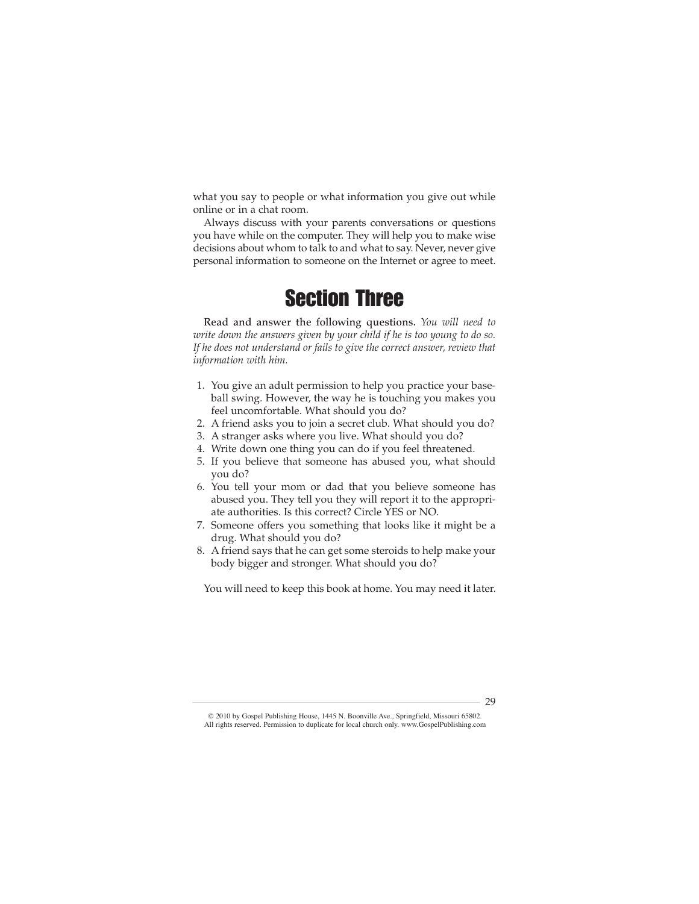what you say to people or what information you give out while online or in a chat room.

Always discuss with your parents conversations or questions you have while on the computer. They will help you to make wise decisions about whom to talk to and what to say. Never, never give personal information to someone on the Internet or agree to meet.

# Section Three

**Read and answer the following questions.** *You will need to write down the answers given by your child if he is too young to do so. If he does not understand or fails to give the correct answer, review that information with him.*

1. You give an adult permission to help you practice your baseball swing. However, the way he is touching you makes you feel uncomfortable. What should you do?
2. A friend asks you to join a secret club. What should you do?
3. A stranger asks where you live. What should you do?
4. Write down one thing you can do if you feel threatened.
5. If you believe that someone has abused you, what should you do?
6. You tell your mom or dad that you believe someone has abused you. They tell you they will report it to the appropriate authorities. Is this correct? Circle YES or NO.
7. Someone offers you something that looks like it might be a drug. What should you do?
8. A friend says that he can get some steroids to help make your body bigger and stronger. What should you do?

You will need to keep this book at home. You may need it later.

© 2010 by Gospel Publishing House, 1445 N. Boonville Ave., Springfield, Missouri 65802. All rights reserved. Permission to duplicate for local church only. www.GospelPublishing.com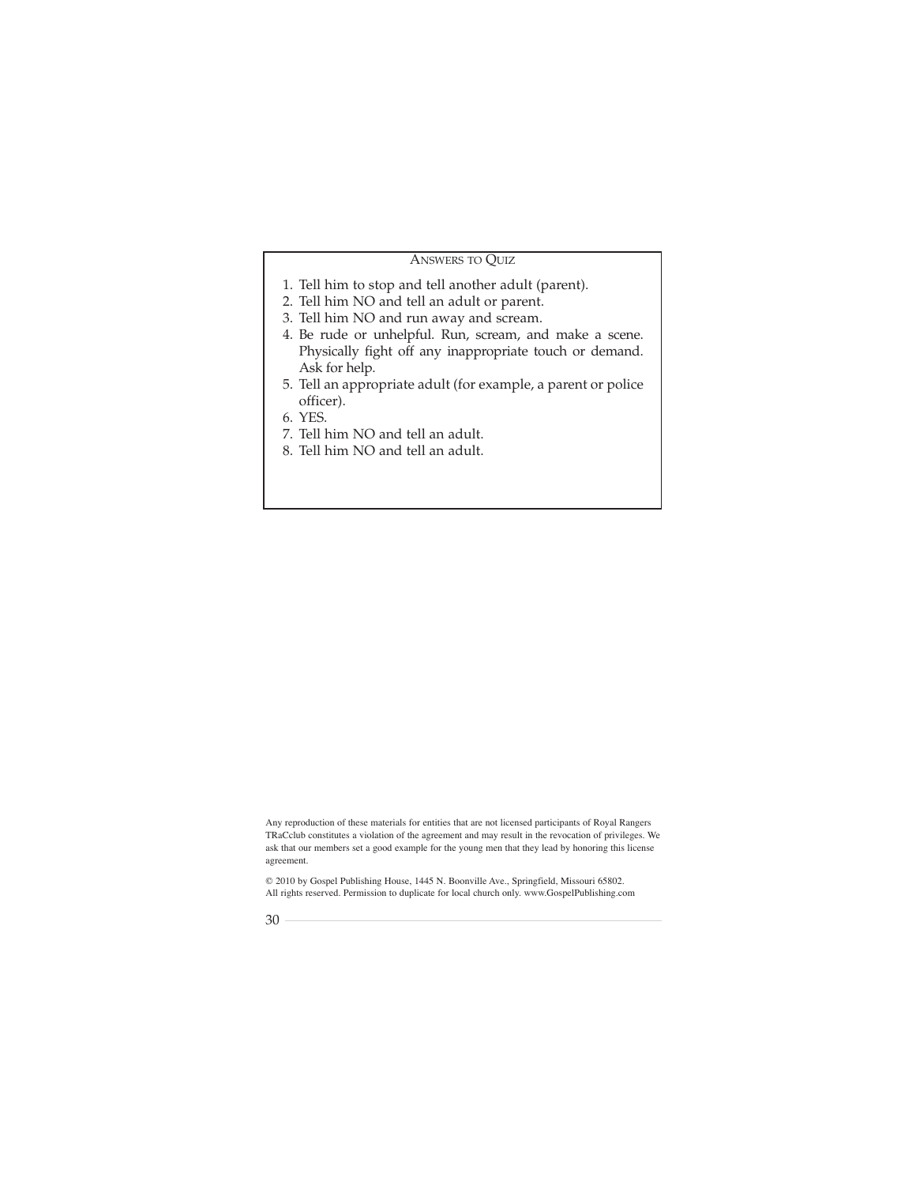## Answers to Quiz

1. Tell him to stop and tell another adult (parent).
2. Tell him NO and tell an adult or parent.
3. Tell him NO and run away and scream.
4. Be rude or unhelpful. Run, scream, and make a scene. Physically fight off any inappropriate touch or demand. Ask for help.
5. Tell an appropriate adult (for example, a parent or police officer).
6. YES.
7. Tell him NO and tell an adult.
8. Tell him NO and tell an adult.

Any reproduction of these materials for entities that are not licensed participants of Royal Rangers TRaCclub constitutes a violation of the agreement and may result in the revocation of privileges. We ask that our members set a good example for the young men that they lead by honoring this license agreement.

© 2010 by Gospel Publishing House, 1445 N. Boonville Ave., Springfield, Missouri 65802.
All rights reserved. Permission to duplicate for local church only. www.GospelPublishing.com